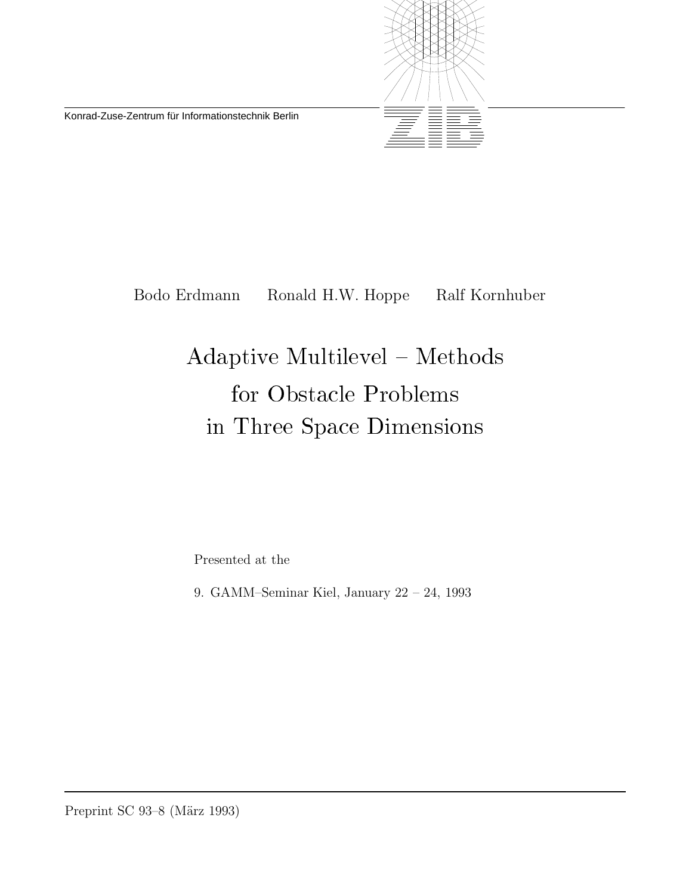Konrad-Zuse-Zentrum für Informationstechnik Berlin

Bodo Erdmann      Ronald H.W. Hoppe      Ralf Kornhuber

# Adaptive Multilevel – Methods for Obstacle Problems in Three Space Dimensions

Presented at the

9. GAMM–Seminar Kiel, January 22 – 24, 1993

Preprint SC 93–8 (März 1993)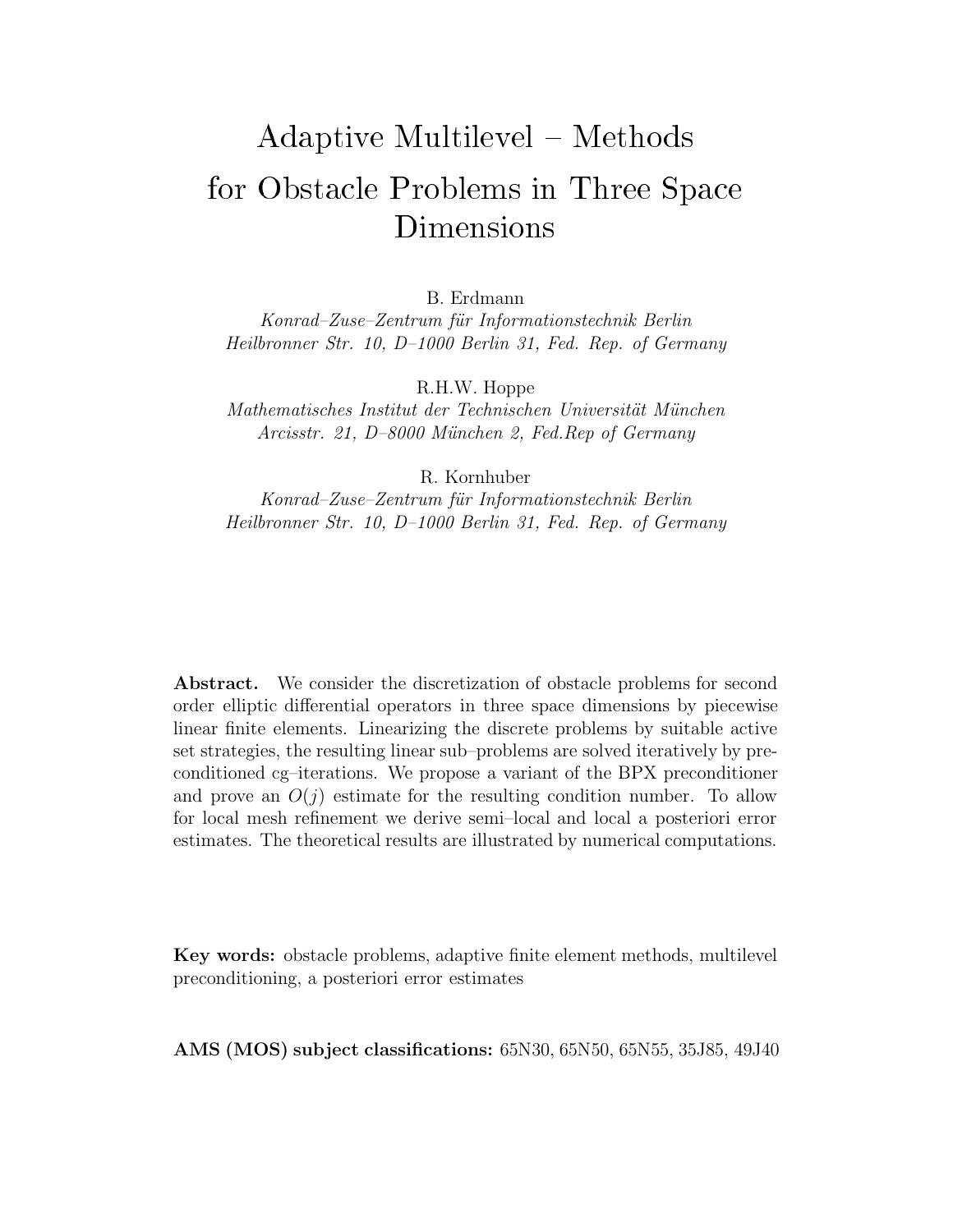# Adaptive Multilevel – Methods for Obstacle Problems in Three Space Dimensions

B. Erdmann

*Konrad–Zuse–Zentrum für Informationstechnik Berlin*
*Heilbronner Str. 10, D–1000 Berlin 31, Fed. Rep. of Germany*

R.H.W. Hoppe

*Mathematisches Institut der Technischen Universität München*
*Arcisstr. 21, D–8000 München 2, Fed.Rep of Germany*

R. Kornhuber

*Konrad–Zuse–Zentrum für Informationstechnik Berlin*
*Heilbronner Str. 10, D–1000 Berlin 31, Fed. Rep. of Germany*

**Abstract.** We consider the discretization of obstacle problems for second order elliptic differential operators in three space dimensions by piecewise linear finite elements. Linearizing the discrete problems by suitable active set strategies, the resulting linear sub–problems are solved iteratively by preconditioned cg–iterations. We propose a variant of the BPX preconditioner and prove an $O(j)$ estimate for the resulting condition number. To allow for local mesh refinement we derive semi–local and local a posteriori error estimates. The theoretical results are illustrated by numerical computations.

**Key words:** obstacle problems, adaptive finite element methods, multilevel preconditioning, a posteriori error estimates

**AMS (MOS) subject classifications:** 65N30, 65N50, 65N55, 35J85, 49J40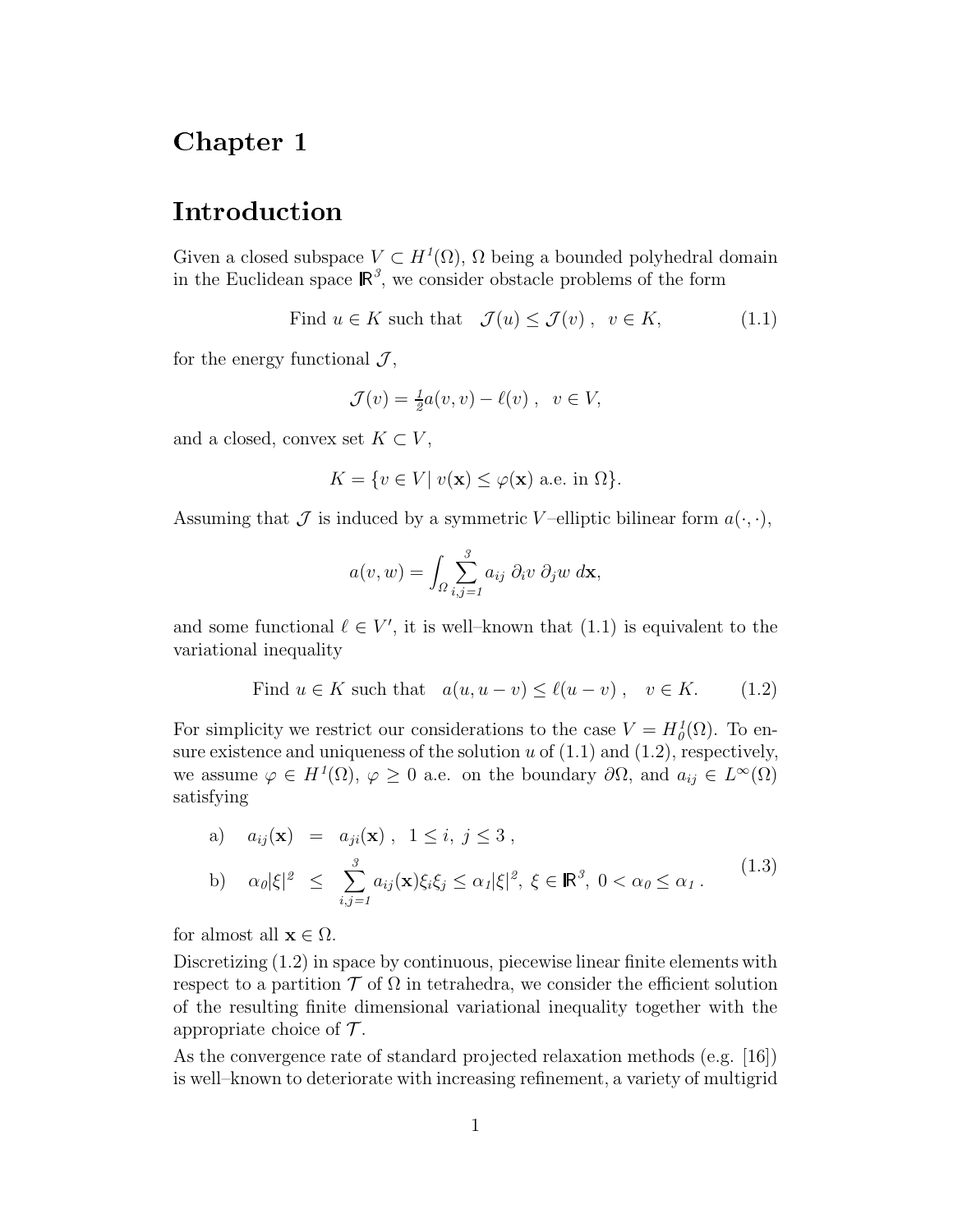# Chapter 1

# Introduction

Given a closed subspace $V \subset H^1(\Omega)$, $\Omega$ being a bounded polyhedral domain in the Euclidean space $\mathbb{R}^3$, we consider obstacle problems of the form

$$\text{Find } u \in K \text{ such that } \quad \mathcal{J}(u) \leq \mathcal{J}(v) \ , \quad v \in K, \tag{1.1}$$

for the energy functional $\mathcal{J}$,

$$\mathcal{J}(v) = \tfrac{1}{2} a(v,v) - \ell(v) \ , \quad v \in V,$$

and a closed, convex set $K \subset V$,

$$K = \{ v \in V \,|\, v(\mathbf{x}) \leq \varphi(\mathbf{x}) \text{ a.e. in } \Omega \}.$$

Assuming that $\mathcal{J}$ is induced by a symmetric $V$–elliptic bilinear form $a(\cdot,\cdot)$,

$$a(v,w) = \int_\Omega \sum_{i,j=1}^{3} a_{ij} \; \partial_i v \; \partial_j w \; d\mathbf{x},$$

and some functional $\ell \in V'$, it is well–known that (1.1) is equivalent to the variational inequality

$$\text{Find } u \in K \text{ such that } \quad a(u, u - v) \leq \ell(u - v) \ , \quad v \in K. \tag{1.2}$$

For simplicity we restrict our considerations to the case $V = H_0^1(\Omega)$. To ensure existence and uniqueness of the solution $u$ of (1.1) and (1.2), respectively, we assume $\varphi \in H^1(\Omega)$, $\varphi \geq 0$ a.e. on the boundary $\partial\Omega$, and $a_{ij} \in L^\infty(\Omega)$ satisfying

$$\begin{aligned}
&\text{a)} \quad a_{ij}(\mathbf{x}) \;=\; a_{ji}(\mathbf{x}) \ , \ \ 1 \leq i, \ j \leq 3 \ , \\
&\text{b)} \quad \alpha_0 |\xi|^2 \;\leq\; \sum_{i,j=1}^{3} a_{ij}(\mathbf{x}) \xi_i \xi_j \leq \alpha_1 |\xi|^2, \ \xi \in \mathbb{R}^3, \ 0 < \alpha_0 \leq \alpha_1 \ .
\end{aligned} \tag{1.3}$$

for almost all $\mathbf{x} \in \Omega$.

Discretizing (1.2) in space by continuous, piecewise linear finite elements with respect to a partition $\mathcal{T}$ of $\Omega$ in tetrahedra, we consider the efficient solution of the resulting finite dimensional variational inequality together with the appropriate choice of $\mathcal{T}$.

As the convergence rate of standard projected relaxation methods (e.g. [16]) is well–known to deteriorate with increasing refinement, a variety of multigrid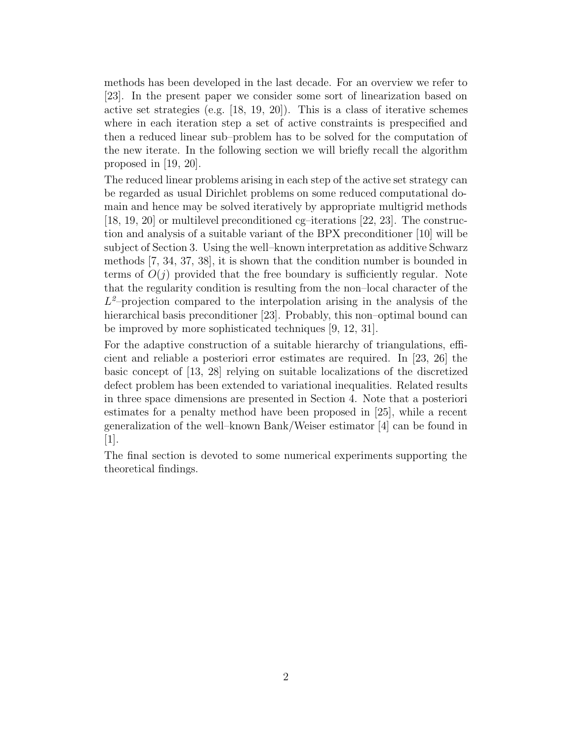methods has been developed in the last decade. For an overview we refer to [23]. In the present paper we consider some sort of linearization based on active set strategies (e.g. [18, 19, 20]). This is a class of iterative schemes where in each iteration step a set of active constraints is prespecified and then a reduced linear sub–problem has to be solved for the computation of the new iterate. In the following section we will briefly recall the algorithm proposed in [19, 20].

The reduced linear problems arising in each step of the active set strategy can be regarded as usual Dirichlet problems on some reduced computational domain and hence may be solved iteratively by appropriate multigrid methods [18, 19, 20] or multilevel preconditioned cg–iterations [22, 23]. The construction and analysis of a suitable variant of the BPX preconditioner [10] will be subject of Section 3. Using the well–known interpretation as additive Schwarz methods [7, 34, 37, 38], it is shown that the condition number is bounded in terms of $O(j)$ provided that the free boundary is sufficiently regular. Note that the regularity condition is resulting from the non–local character of the $L^2$–projection compared to the interpolation arising in the analysis of the hierarchical basis preconditioner [23]. Probably, this non–optimal bound can be improved by more sophisticated techniques [9, 12, 31].

For the adaptive construction of a suitable hierarchy of triangulations, efficient and reliable a posteriori error estimates are required. In [23, 26] the basic concept of [13, 28] relying on suitable localizations of the discretized defect problem has been extended to variational inequalities. Related results in three space dimensions are presented in Section 4. Note that a posteriori estimates for a penalty method have been proposed in [25], while a recent generalization of the well–known Bank/Weiser estimator [4] can be found in [1].

The final section is devoted to some numerical experiments supporting the theoretical findings.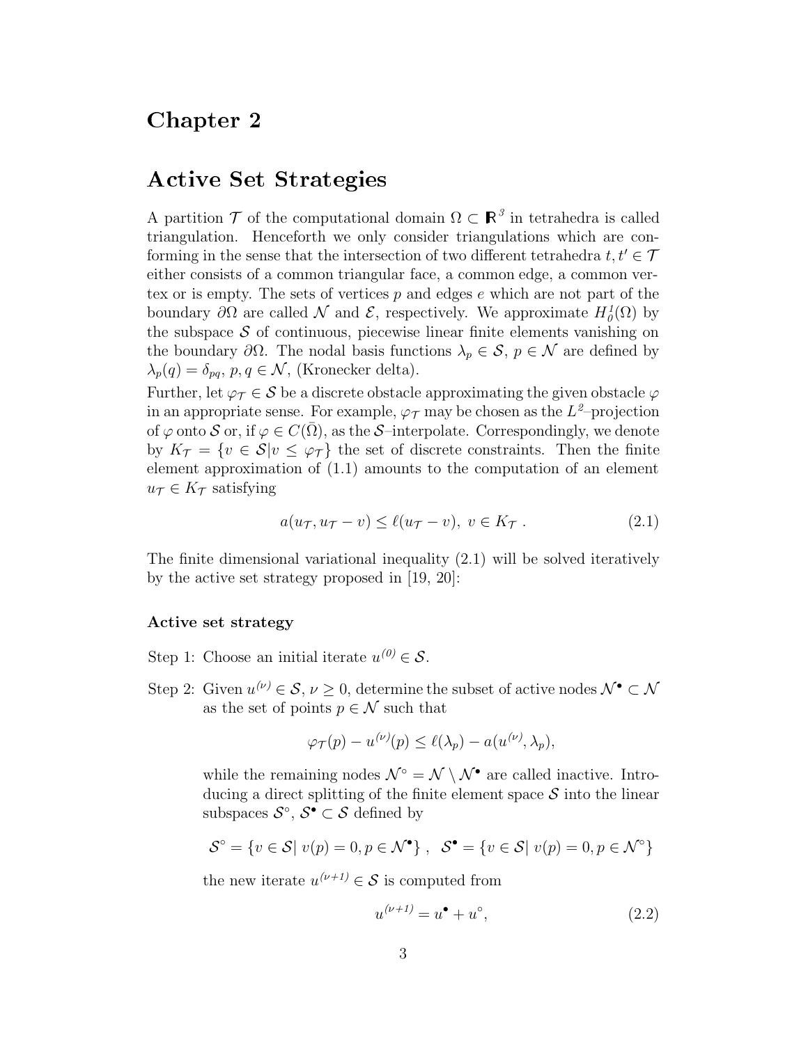# Chapter 2

## Active Set Strategies

A partition $\mathcal{T}$ of the computational domain $\Omega \subset \mathbb{R}^3$ in tetrahedra is called triangulation. Henceforth we only consider triangulations which are conforming in the sense that the intersection of two different tetrahedra $t, t' \in \mathcal{T}$ either consists of a common triangular face, a common edge, a common vertex or is empty. The sets of vertices $p$ and edges $e$ which are not part of the boundary $\partial\Omega$ are called $\mathcal{N}$ and $\mathcal{E}$, respectively. We approximate $H_0^1(\Omega)$ by the subspace $\mathcal{S}$ of continuous, piecewise linear finite elements vanishing on the boundary $\partial\Omega$. The nodal basis functions $\lambda_p \in \mathcal{S}$, $p \in \mathcal{N}$ are defined by $\lambda_p(q) = \delta_{pq}$, $p, q \in \mathcal{N}$, (Kronecker delta).

Further, let $\varphi_{\mathcal{T}} \in \mathcal{S}$ be a discrete obstacle approximating the given obstacle $\varphi$ in an appropriate sense. For example, $\varphi_{\mathcal{T}}$ may be chosen as the $L^2$–projection of $\varphi$ onto $\mathcal{S}$ or, if $\varphi \in C(\bar{\Omega})$, as the $\mathcal{S}$–interpolate. Correspondingly, we denote by $K_{\mathcal{T}} = \{v \in \mathcal{S} | v \leq \varphi_{\mathcal{T}}\}$ the set of discrete constraints. Then the finite element approximation of (1.1) amounts to the computation of an element $u_{\mathcal{T}} \in K_{\mathcal{T}}$ satisfying

$$a(u_{\mathcal{T}}, u_{\mathcal{T}} - v) \leq \ell(u_{\mathcal{T}} - v), \; v \in K_{\mathcal{T}} \; . \tag{2.1}$$

The finite dimensional variational inequality (2.1) will be solved iteratively by the active set strategy proposed in [19, 20]:

**Active set strategy**

Step 1: Choose an initial iterate $u^{(0)} \in \mathcal{S}$.

Step 2: Given $u^{(\nu)} \in \mathcal{S}$, $\nu \geq 0$, determine the subset of active nodes $\mathcal{N}^\bullet \subset \mathcal{N}$ as the set of points $p \in \mathcal{N}$ such that

$$\varphi_{\mathcal{T}}(p) - u^{(\nu)}(p) \leq \ell(\lambda_p) - a(u^{(\nu)}, \lambda_p),$$

while the remaining nodes $\mathcal{N}^\circ = \mathcal{N} \setminus \mathcal{N}^\bullet$ are called inactive. Introducing a direct splitting of the finite element space $\mathcal{S}$ into the linear subspaces $\mathcal{S}^\circ$, $\mathcal{S}^\bullet \subset \mathcal{S}$ defined by

$$\mathcal{S}^\circ = \{v \in \mathcal{S} | \; v(p) = 0, p \in \mathcal{N}^\bullet\} \; , \quad \mathcal{S}^\bullet = \{v \in \mathcal{S} | \; v(p) = 0, p \in \mathcal{N}^\circ\}$$

the new iterate $u^{(\nu+1)} \in \mathcal{S}$ is computed from

$$u^{(\nu+1)} = u^\bullet + u^\circ, \tag{2.2}$$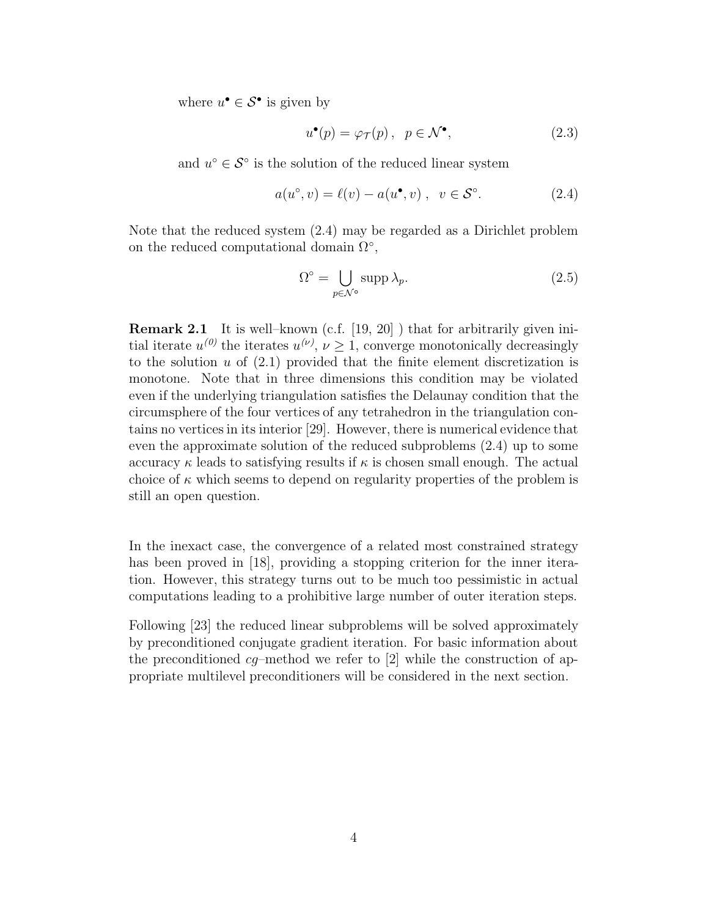where $u^\bullet \in \mathcal{S}^\bullet$ is given by

$$u^\bullet(p) = \varphi_\mathcal{T}(p)\,, \quad p \in \mathcal{N}^\bullet, \tag{2.3}$$

and $u^\circ \in \mathcal{S}^\circ$ is the solution of the reduced linear system

$$a(u^\circ, v) = \ell(v) - a(u^\bullet, v)\,, \quad v \in \mathcal{S}^\circ. \tag{2.4}$$

Note that the reduced system (2.4) may be regarded as a Dirichlet problem on the reduced computational domain $\Omega^\circ$,

$$\Omega^\circ = \bigcup_{p \in \mathcal{N}^\circ} \operatorname{supp} \lambda_p. \tag{2.5}$$

**Remark 2.1** It is well–known (c.f. [19, 20] ) that for arbitrarily given initial iterate $u^{(0)}$ the iterates $u^{(\nu)}$, $\nu \geq 1$, converge monotonically decreasingly to the solution $u$ of (2.1) provided that the finite element discretization is monotone. Note that in three dimensions this condition may be violated even if the underlying triangulation satisfies the Delaunay condition that the circumsphere of the four vertices of any tetrahedron in the triangulation contains no vertices in its interior [29]. However, there is numerical evidence that even the approximate solution of the reduced subproblems (2.4) up to some accuracy $\kappa$ leads to satisfying results if $\kappa$ is chosen small enough. The actual choice of $\kappa$ which seems to depend on regularity properties of the problem is still an open question.

In the inexact case, the convergence of a related most constrained strategy has been proved in [18], providing a stopping criterion for the inner iteration. However, this strategy turns out to be much too pessimistic in actual computations leading to a prohibitive large number of outer iteration steps.

Following [23] the reduced linear subproblems will be solved approximately by preconditioned conjugate gradient iteration. For basic information about the preconditioned *cg*–method we refer to [2] while the construction of appropriate multilevel preconditioners will be considered in the next section.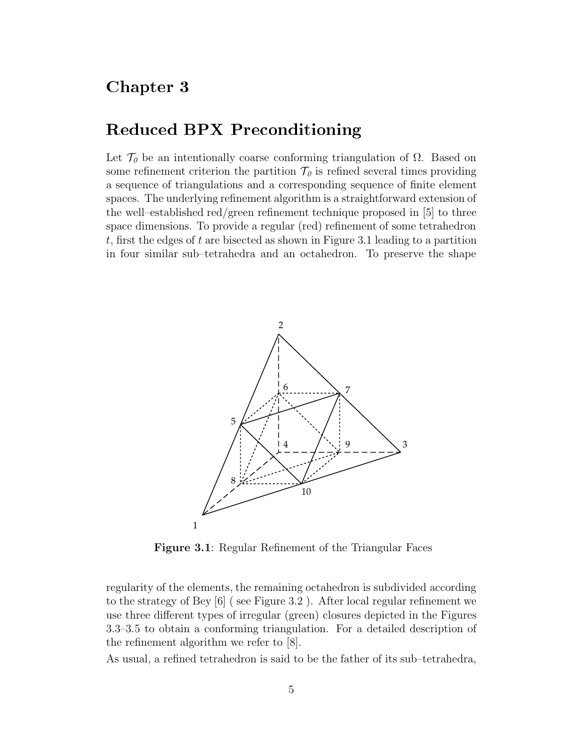# Chapter 3

# Reduced BPX Preconditioning

Let $\mathcal{T}_0$ be an intentionally coarse conforming triangulation of $\Omega$. Based on some refinement criterion the partition $\mathcal{T}_0$ is refined several times providing a sequence of triangulations and a corresponding sequence of finite element spaces. The underlying refinement algorithm is a straightforward extension of the well–established red/green refinement technique proposed in [5] to three space dimensions. To provide a regular (red) refinement of some tetrahedron $t$, first the edges of $t$ are bisected as shown in Figure 3.1 leading to a partition in four similar sub–tetrahedra and an octahedron. To preserve the shape

**Figure 3.1**: Regular Refinement of the Triangular Faces

regularity of the elements, the remaining octahedron is subdivided according to the strategy of Bey [6] ( see Figure 3.2 ). After local regular refinement we use three different types of irregular (green) closures depicted in the Figures 3.3–3.5 to obtain a conforming triangulation. For a detailed description of the refinement algorithm we refer to [8].

As usual, a refined tetrahedron is said to be the father of its sub–tetrahedra,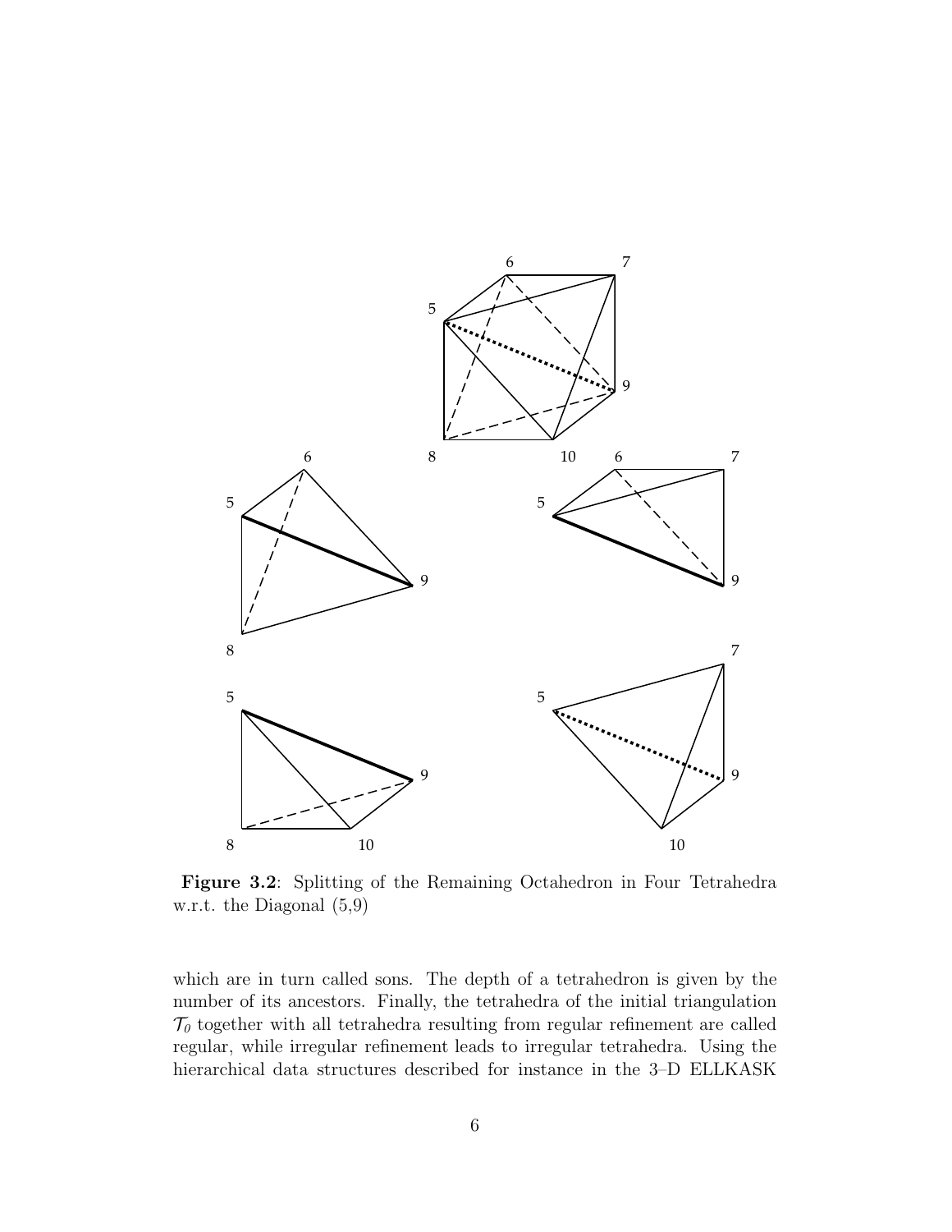**Figure 3.2**: Splitting of the Remaining Octahedron in Four Tetrahedra w.r.t. the Diagonal (5,9)

which are in turn called sons. The depth of a tetrahedron is given by the number of its ancestors. Finally, the tetrahedra of the initial triangulation $\mathcal{T}_0$ together with all tetrahedra resulting from regular refinement are called regular, while irregular refinement leads to irregular tetrahedra. Using the hierarchical data structures described for instance in the 3–D ELLKASK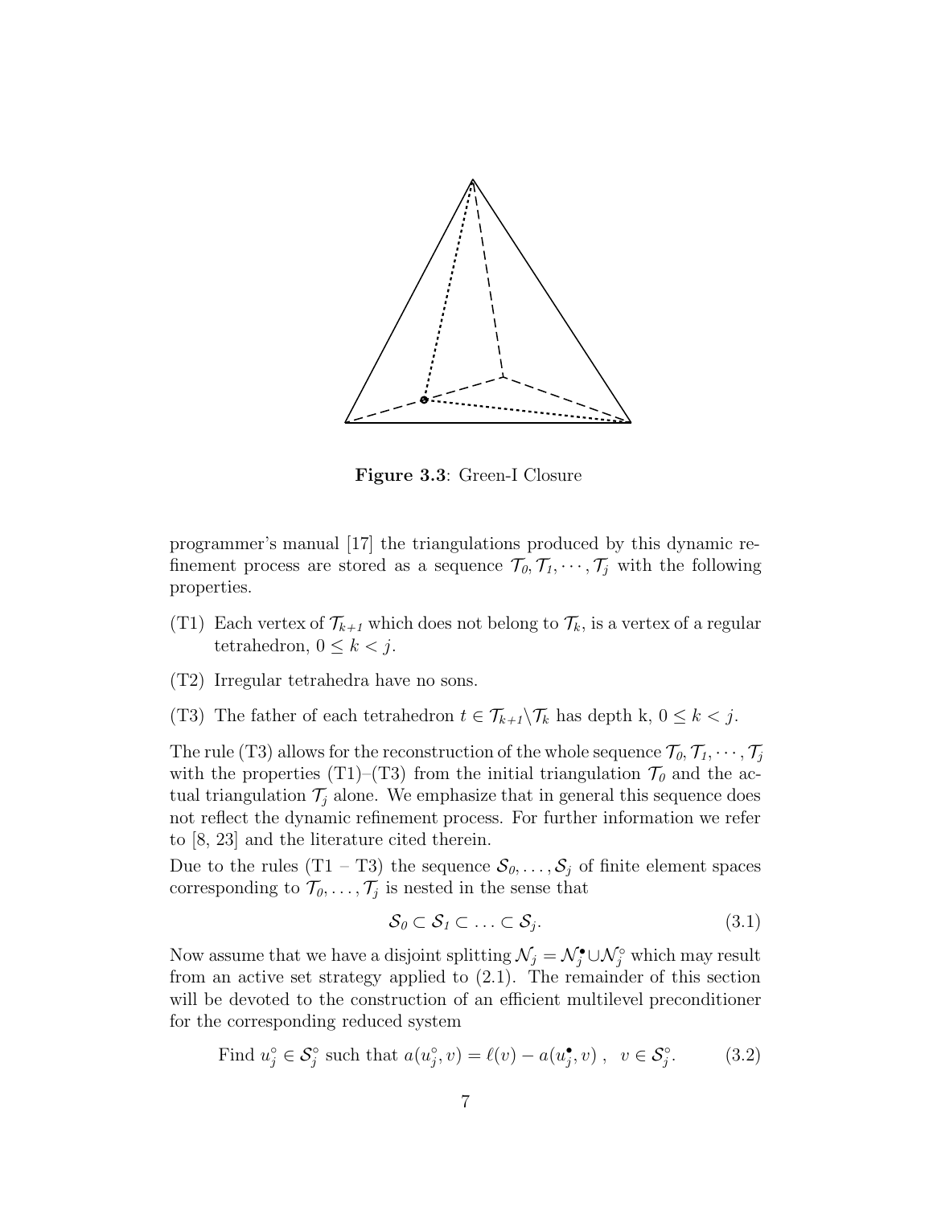**Figure 3.3**: Green-I Closure

programmer's manual [17] the triangulations produced by this dynamic refinement process are stored as a sequence $\mathcal{T}_0, \mathcal{T}_1, \cdots, \mathcal{T}_j$ with the following properties.

- (T1) Each vertex of $\mathcal{T}_{k+1}$ which does not belong to $\mathcal{T}_k$, is a vertex of a regular tetrahedron, $0 \leq k < j$.
- (T2) Irregular tetrahedra have no sons.
- (T3) The father of each tetrahedron $t \in \mathcal{T}_{k+1} \backslash \mathcal{T}_k$ has depth k, $0 \leq k < j$.

The rule (T3) allows for the reconstruction of the whole sequence $\mathcal{T}_0, \mathcal{T}_1, \cdots, \mathcal{T}_j$ with the properties (T1)–(T3) from the initial triangulation $\mathcal{T}_0$ and the actual triangulation $\mathcal{T}_j$ alone. We emphasize that in general this sequence does not reflect the dynamic refinement process. For further information we refer to [8, 23] and the literature cited therein.

Due to the rules (T1 – T3) the sequence $\mathcal{S}_0, \ldots, \mathcal{S}_j$ of finite element spaces corresponding to $\mathcal{T}_0, \ldots, \mathcal{T}_j$ is nested in the sense that

$$\mathcal{S}_0 \subset \mathcal{S}_1 \subset \ldots \subset \mathcal{S}_j. \tag{3.1}$$

Now assume that we have a disjoint splitting $\mathcal{N}_j = \mathcal{N}_j^\bullet \cup \mathcal{N}_j^\circ$ which may result from an active set strategy applied to (2.1). The remainder of this section will be devoted to the construction of an efficient multilevel preconditioner for the corresponding reduced system

$$\text{Find } u_j^\circ \in \mathcal{S}_j^\circ \text{ such that } a(u_j^\circ, v) = \ell(v) - a(u_j^\bullet, v)\ , \quad v \in \mathcal{S}_j^\circ. \tag{3.2}$$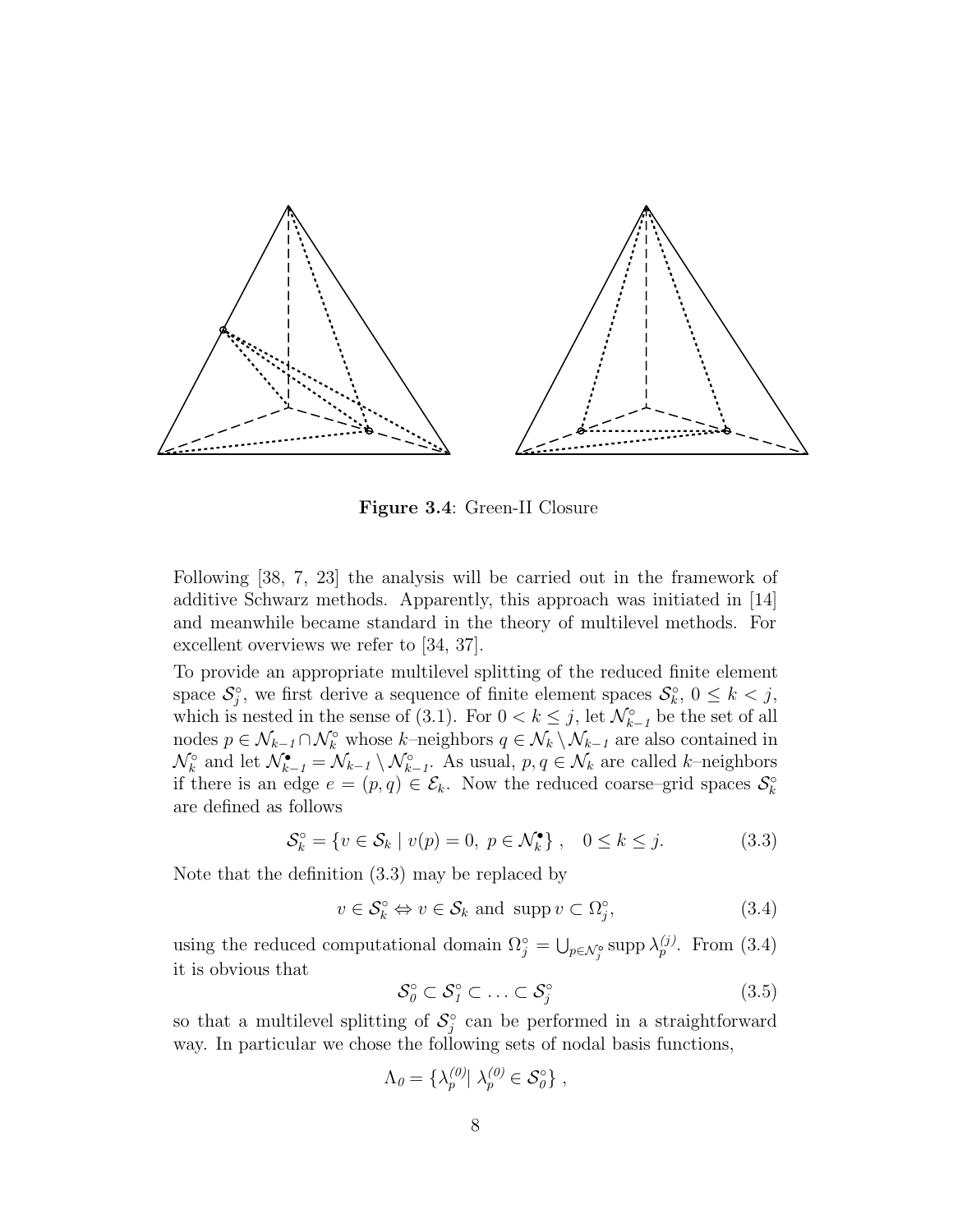**Figure 3.4**: Green-II Closure

Following [38, 7, 23] the analysis will be carried out in the framework of additive Schwarz methods. Apparently, this approach was initiated in [14] and meanwhile became standard in the theory of multilevel methods. For excellent overviews we refer to [34, 37].

To provide an appropriate multilevel splitting of the reduced finite element space $\mathcal{S}_j^\circ$, we first derive a sequence of finite element spaces $\mathcal{S}_k^\circ$, $0 \le k < j$, which is nested in the sense of (3.1). For $0 < k \le j$, let $\mathcal{N}_{k-1}^\circ$ be the set of all nodes $p \in \mathcal{N}_{k-1} \cap \mathcal{N}_k^\circ$ whose $k$–neighbors $q \in \mathcal{N}_k \setminus \mathcal{N}_{k-1}$ are also contained in $\mathcal{N}_k^\circ$ and let $\mathcal{N}_{k-1}^\bullet = \mathcal{N}_{k-1} \setminus \mathcal{N}_{k-1}^\circ$. As usual, $p, q \in \mathcal{N}_k$ are called $k$–neighbors if there is an edge $e = (p, q) \in \mathcal{E}_k$. Now the reduced coarse–grid spaces $\mathcal{S}_k^\circ$ are defined as follows

$$\mathcal{S}_k^\circ = \{ v \in \mathcal{S}_k \mid v(p) = 0,\ p \in \mathcal{N}_k^\bullet \}, \quad 0 \le k \le j. \tag{3.3}$$

Note that the definition (3.3) may be replaced by

$$v \in \mathcal{S}_k^\circ \Leftrightarrow v \in \mathcal{S}_k \text{ and } \operatorname{supp} v \subset \Omega_j^\circ, \tag{3.4}$$

using the reduced computational domain $\Omega_j^\circ = \bigcup_{p \in \mathcal{N}_j^\circ} \operatorname{supp} \lambda_p^{(j)}$. From (3.4) it is obvious that

$$\mathcal{S}_0^\circ \subset \mathcal{S}_1^\circ \subset \ldots \subset \mathcal{S}_j^\circ \tag{3.5}$$

so that a multilevel splitting of $\mathcal{S}_j^\circ$ can be performed in a straightforward way. In particular we chose the following sets of nodal basis functions,

$$\Lambda_0 = \{ \lambda_p^{(0)} | \ \lambda_p^{(0)} \in \mathcal{S}_0^\circ \},$$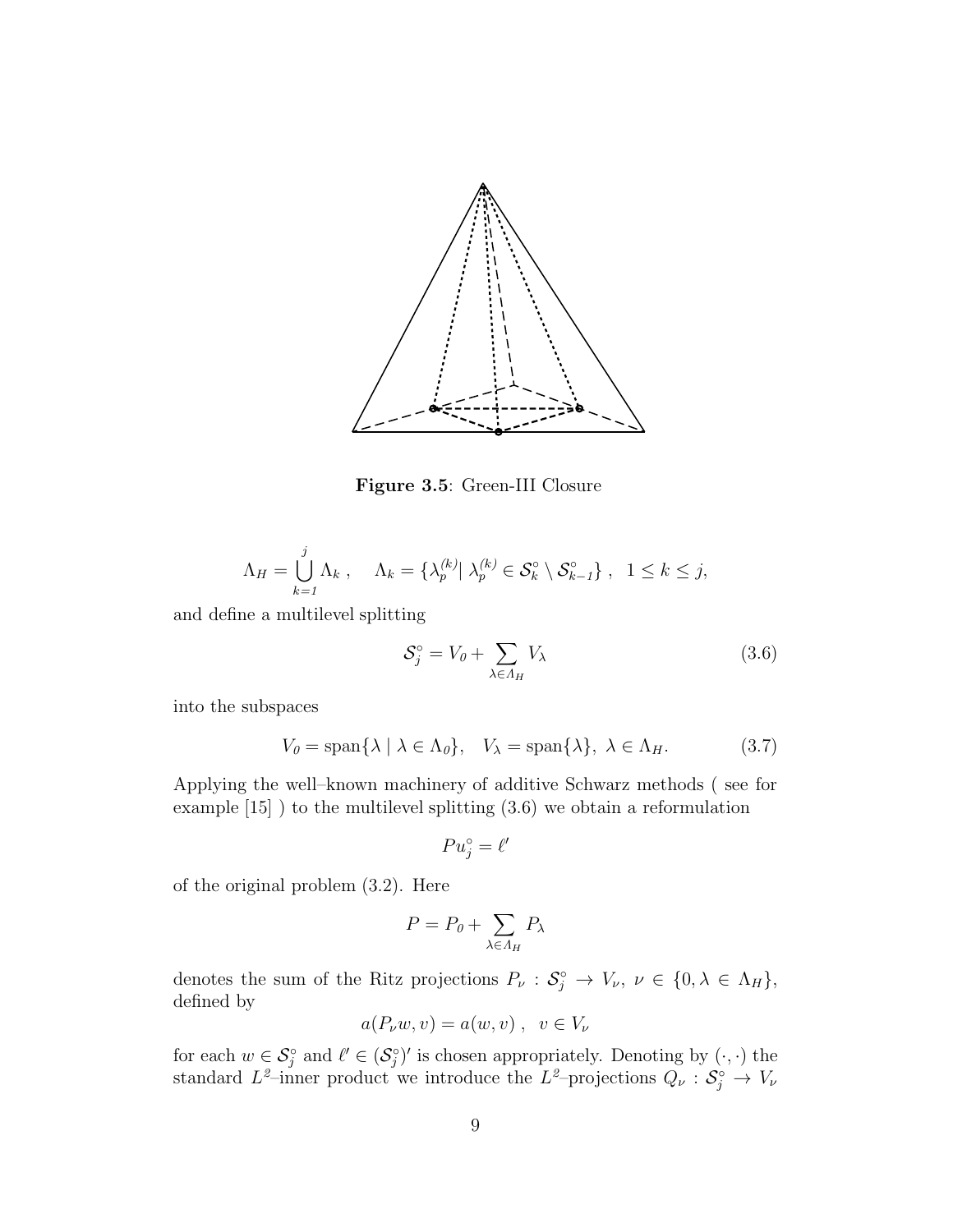**Figure 3.5**: Green-III Closure

$$\Lambda_H = \bigcup_{k=1}^{j} \Lambda_k \,, \quad \Lambda_k = \{\lambda_p^{(k)} |\ \lambda_p^{(k)} \in \mathcal{S}_k^\circ \setminus \mathcal{S}_{k-1}^\circ\} \,, \ \ 1 \le k \le j,$$

and define a multilevel splitting

$$\mathcal{S}_j^\circ = V_0 + \sum_{\lambda \in \Lambda_H} V_\lambda \tag{3.6}$$

into the subspaces

$$V_0 = \operatorname{span}\{\lambda \mid \lambda \in \Lambda_0\}, \quad V_\lambda = \operatorname{span}\{\lambda\},\ \lambda \in \Lambda_H. \tag{3.7}$$

Applying the well–known machinery of additive Schwarz methods ( see for example [15] ) to the multilevel splitting (3.6) we obtain a reformulation

$$P u_j^\circ = \ell'$$

of the original problem (3.2). Here

$$P = P_0 + \sum_{\lambda \in \Lambda_H} P_\lambda$$

denotes the sum of the Ritz projections $P_\nu : \mathcal{S}_j^\circ \to V_\nu,\ \nu \in \{0, \lambda \in \Lambda_H\}$, defined by

$$a(P_\nu w, v) = a(w, v) \,, \ \ v \in V_\nu$$

for each $w \in \mathcal{S}_j^\circ$ and $\ell' \in (\mathcal{S}_j^\circ)'$ is chosen appropriately. Denoting by $(\cdot,\cdot)$ the standard $L^2$–inner product we introduce the $L^2$–projections $Q_\nu : \mathcal{S}_j^\circ \to V_\nu$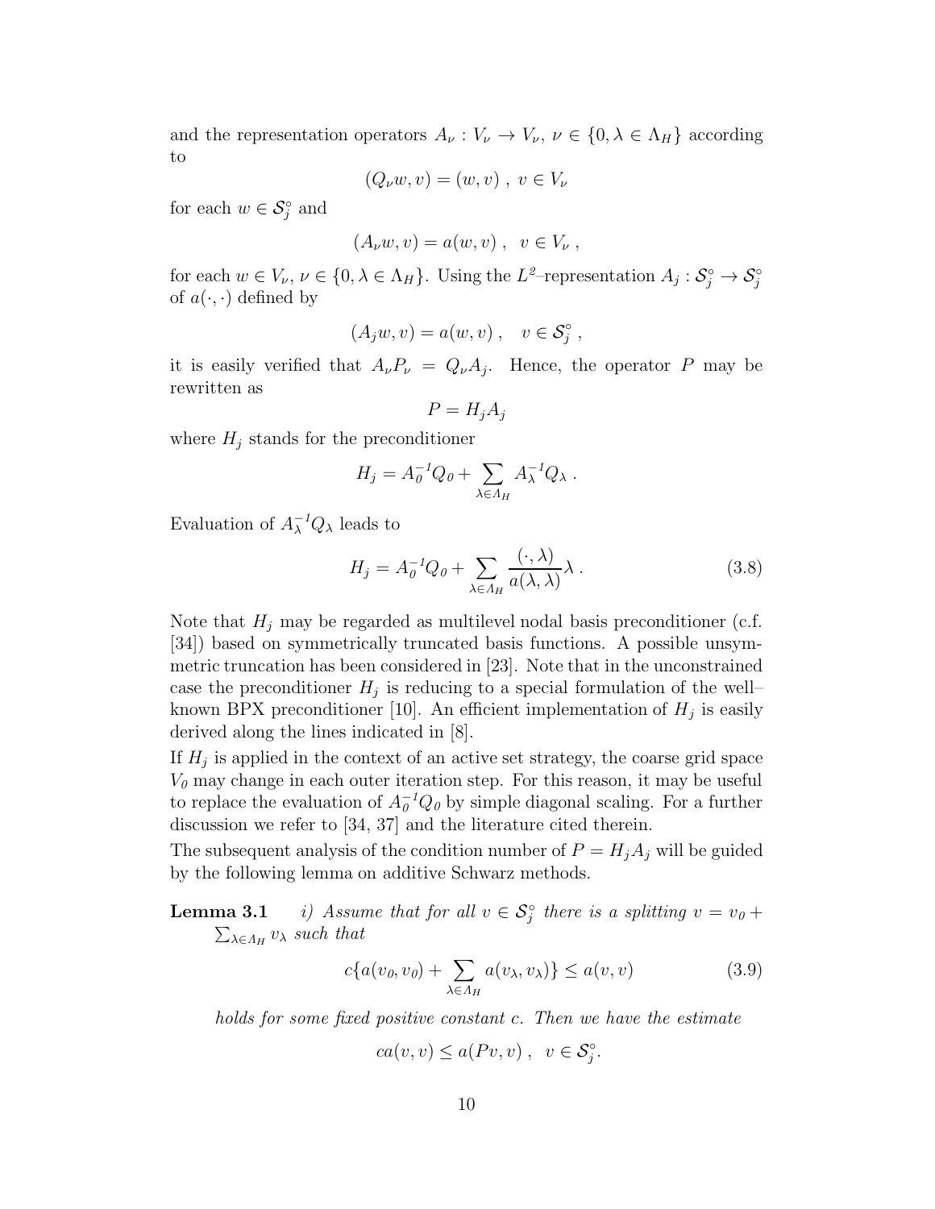and the representation operators $A_\nu : V_\nu \to V_\nu$, $\nu \in \{0, \lambda \in \Lambda_H\}$ according to

$$(Q_\nu w, v) = (w, v) \ , \ v \in V_\nu$$

for each $w \in \mathcal{S}_j^\circ$ and

$$(A_\nu w, v) = a(w, v) \ , \quad v \in V_\nu \ ,$$

for each $w \in V_\nu$, $\nu \in \{0, \lambda \in \Lambda_H\}$. Using the $L^2$–representation $A_j : \mathcal{S}_j^\circ \to \mathcal{S}_j^\circ$ of $a(\cdot, \cdot)$ defined by

$$(A_j w, v) = a(w, v) \ , \quad v \in \mathcal{S}_j^\circ \ ,$$

it is easily verified that $A_\nu P_\nu = Q_\nu A_j$. Hence, the operator $P$ may be rewritten as

$$P = H_j A_j$$

where $H_j$ stands for the preconditioner

$$H_j = A_0^{-1} Q_0 + \sum_{\lambda \in \Lambda_H} A_\lambda^{-1} Q_\lambda \ .$$

Evaluation of $A_\lambda^{-1} Q_\lambda$ leads to

$$H_j = A_0^{-1} Q_0 + \sum_{\lambda \in \Lambda_H} \frac{(\cdot, \lambda)}{a(\lambda, \lambda)} \lambda \ . \tag{3.8}$$

Note that $H_j$ may be regarded as multilevel nodal basis preconditioner (c.f. [34]) based on symmetrically truncated basis functions. A possible unsymmetric truncation has been considered in [23]. Note that in the unconstrained case the preconditioner $H_j$ is reducing to a special formulation of the well–known BPX preconditioner [10]. An efficient implementation of $H_j$ is easily derived along the lines indicated in [8].

If $H_j$ is applied in the context of an active set strategy, the coarse grid space $V_0$ may change in each outer iteration step. For this reason, it may be useful to replace the evaluation of $A_0^{-1} Q_0$ by simple diagonal scaling. For a further discussion we refer to [34, 37] and the literature cited therein.

The subsequent analysis of the condition number of $P = H_j A_j$ will be guided by the following lemma on additive Schwarz methods.

**Lemma 3.1** *i) Assume that for all $v \in \mathcal{S}_j^\circ$ there is a splitting $v = v_0 + \sum_{\lambda \in \Lambda_H} v_\lambda$ such that*

$$c\{a(v_0, v_0) + \sum_{\lambda \in \Lambda_H} a(v_\lambda, v_\lambda)\} \le a(v, v) \tag{3.9}$$

*holds for some fixed positive constant $c$. Then we have the estimate*

$$c a(v, v) \le a(Pv, v) \ , \ \ v \in \mathcal{S}_j^\circ.$$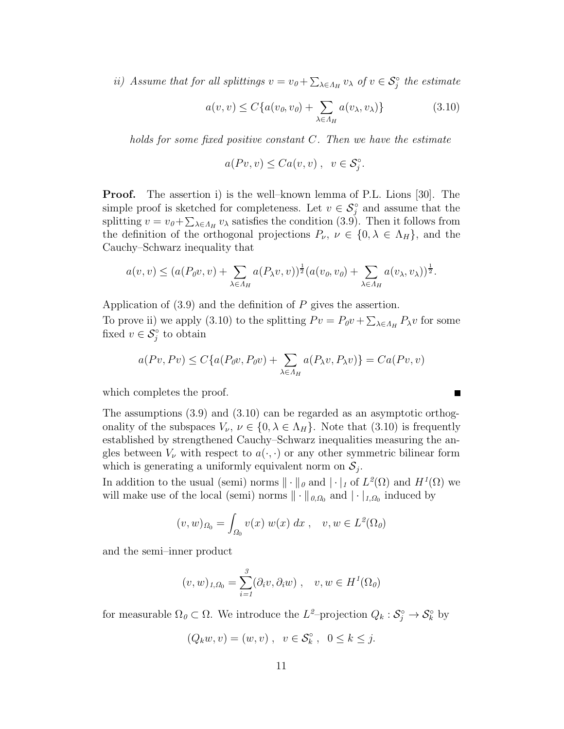*ii) Assume that for all splittings $v = v_0 + \sum_{\lambda\in\Lambda_H} v_\lambda$ of $v \in \mathcal{S}_j^\circ$ the estimate*

$$a(v,v) \leq C\{a(v_0,v_0) + \sum_{\lambda\in\Lambda_H} a(v_\lambda,v_\lambda)\} \tag{3.10}$$

*holds for some fixed positive constant $C$. Then we have the estimate*

$$a(Pv,v) \leq Ca(v,v)\ ,\ \ v \in \mathcal{S}_j^\circ.$$

**Proof.** The assertion i) is the well–known lemma of P.L. Lions [30]. The simple proof is sketched for completeness. Let $v \in \mathcal{S}_j^\circ$ and assume that the splitting $v = v_0 + \sum_{\lambda\in\Lambda_H} v_\lambda$ satisfies the condition (3.9). Then it follows from the definition of the orthogonal projections $P_\nu$, $\nu \in \{0, \lambda \in \Lambda_H\}$, and the Cauchy–Schwarz inequality that

$$a(v,v) \leq (a(P_0v,v) + \sum_{\lambda\in\Lambda_H} a(P_\lambda v,v))^{\frac{1}{2}}(a(v_0,v_0) + \sum_{\lambda\in\Lambda_H} a(v_\lambda,v_\lambda))^{\frac{1}{2}}.$$

Application of (3.9) and the definition of $P$ gives the assertion.
To prove ii) we apply (3.10) to the splitting $Pv = P_0v + \sum_{\lambda\in\Lambda_H} P_\lambda v$ for some fixed $v \in \mathcal{S}_j^\circ$ to obtain

$$a(Pv,Pv) \leq C\{a(P_0v,P_0v) + \sum_{\lambda\in\Lambda_H} a(P_\lambda v,P_\lambda v)\} = Ca(Pv,v)$$

which completes the proof. ∎

The assumptions (3.9) and (3.10) can be regarded as an asymptotic orthogonality of the subspaces $V_\nu$, $\nu \in \{0, \lambda \in \Lambda_H\}$. Note that (3.10) is frequently established by strengthened Cauchy–Schwarz inequalities measuring the angles between $V_\nu$ with respect to $a(\cdot,\cdot)$ or any other symmetric bilinear form which is generating a uniformly equivalent norm on $\mathcal{S}_j$.
In addition to the usual (semi) norms $\|\cdot\|_0$ and $|\cdot|_1$ of $L^2(\Omega)$ and $H^1(\Omega)$ we will make use of the local (semi) norms $\|\cdot\|_{0,\Omega_0}$ and $|\cdot|_{1,\Omega_0}$ induced by

$$(v,w)_{\Omega_0} = \int_{\Omega_0} v(x)\, w(x)\, dx\ ,\quad v,w \in L^2(\Omega_0)$$

and the semi–inner product

$$(v,w)_{1,\Omega_0} = \sum_{i=1}^{3} (\partial_i v, \partial_i w)\ ,\quad v,w \in H^1(\Omega_0)$$

for measurable $\Omega_0 \subset \Omega$. We introduce the $L^2$–projection $Q_k : \mathcal{S}_j^\circ \to \mathcal{S}_k^\circ$ by

$$(Q_k w, v) = (w,v)\ ,\ \ v \in \mathcal{S}_k^\circ\ ,\ \ 0 \leq k \leq j.$$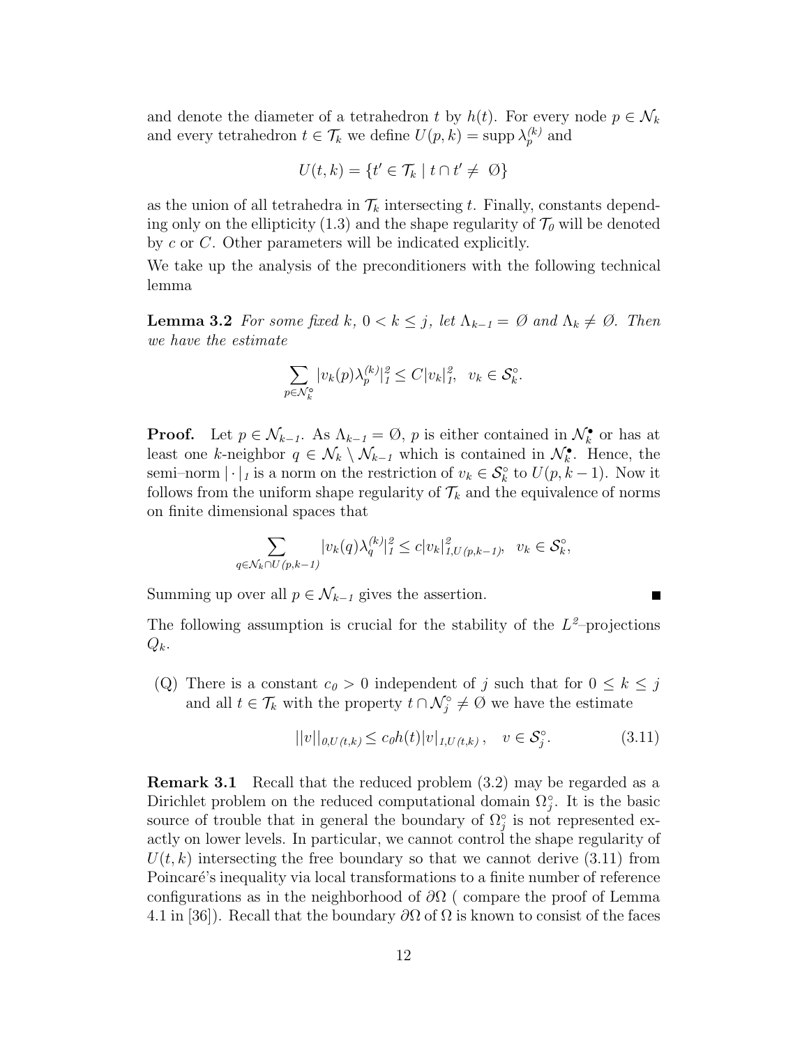and denote the diameter of a tetrahedron $t$ by $h(t)$. For every node $p \in \mathcal{N}_k$ and every tetrahedron $t \in \mathcal{T}_k$ we define $U(p,k) = \text{supp}\, \lambda_p^{(k)}$ and

$$U(t,k) = \{t' \in \mathcal{T}_k \mid t \cap t' \neq \emptyset\}$$

as the union of all tetrahedra in $\mathcal{T}_k$ intersecting $t$. Finally, constants depending only on the ellipticity (1.3) and the shape regularity of $\mathcal{T}_0$ will be denoted by $c$ or $C$. Other parameters will be indicated explicitly.

We take up the analysis of the preconditioners with the following technical lemma

**Lemma 3.2** *For some fixed $k$, $0 < k \leq j$, let $\Lambda_{k-1} = \emptyset$ and $\Lambda_k \neq \emptyset$. Then we have the estimate*

$$\sum_{p \in \mathcal{N}_k^\circ} |v_k(p)\lambda_p^{(k)}|_1^2 \leq C|v_k|_1^2, \quad v_k \in \mathcal{S}_k^\circ.$$

**Proof.** Let $p \in \mathcal{N}_{k-1}$. As $\Lambda_{k-1} = \emptyset$, $p$ is either contained in $\mathcal{N}_k^\bullet$ or has at least one $k$-neighbor $q \in \mathcal{N}_k \setminus \mathcal{N}_{k-1}$ which is contained in $\mathcal{N}_k^\bullet$. Hence, the semi–norm $|\cdot|_1$ is a norm on the restriction of $v_k \in \mathcal{S}_k^\circ$ to $U(p,k-1)$. Now it follows from the uniform shape regularity of $\mathcal{T}_k$ and the equivalence of norms on finite dimensional spaces that

$$\sum_{q \in \mathcal{N}_k \cap U(p,k-1)} |v_k(q)\lambda_q^{(k)}|_1^2 \leq c|v_k|_{1,U(p,k-1)}^2, \quad v_k \in \mathcal{S}_k^\circ,$$

Summing up over all $p \in \mathcal{N}_{k-1}$ gives the assertion. ∎

The following assumption is crucial for the stability of the $L^2$–projections $Q_k$.

(Q) There is a constant $c_0 > 0$ independent of $j$ such that for $0 \leq k \leq j$ and all $t \in \mathcal{T}_k$ with the property $t \cap \mathcal{N}_j^\circ \neq \emptyset$ we have the estimate

$$||v||_{0,U(t,k)} \leq c_0 h(t)|v|_{1,U(t,k)}, \quad v \in \mathcal{S}_j^\circ. \tag{3.11}$$

**Remark 3.1** Recall that the reduced problem (3.2) may be regarded as a Dirichlet problem on the reduced computational domain $\Omega_j^\circ$. It is the basic source of trouble that in general the boundary of $\Omega_j^\circ$ is not represented exactly on lower levels. In particular, we cannot control the shape regularity of $U(t,k)$ intersecting the free boundary so that we cannot derive (3.11) from Poincaré's inequality via local transformations to a finite number of reference configurations as in the neighborhood of $\partial\Omega$ ( compare the proof of Lemma 4.1 in [36]). Recall that the boundary $\partial\Omega$ of $\Omega$ is known to consist of the faces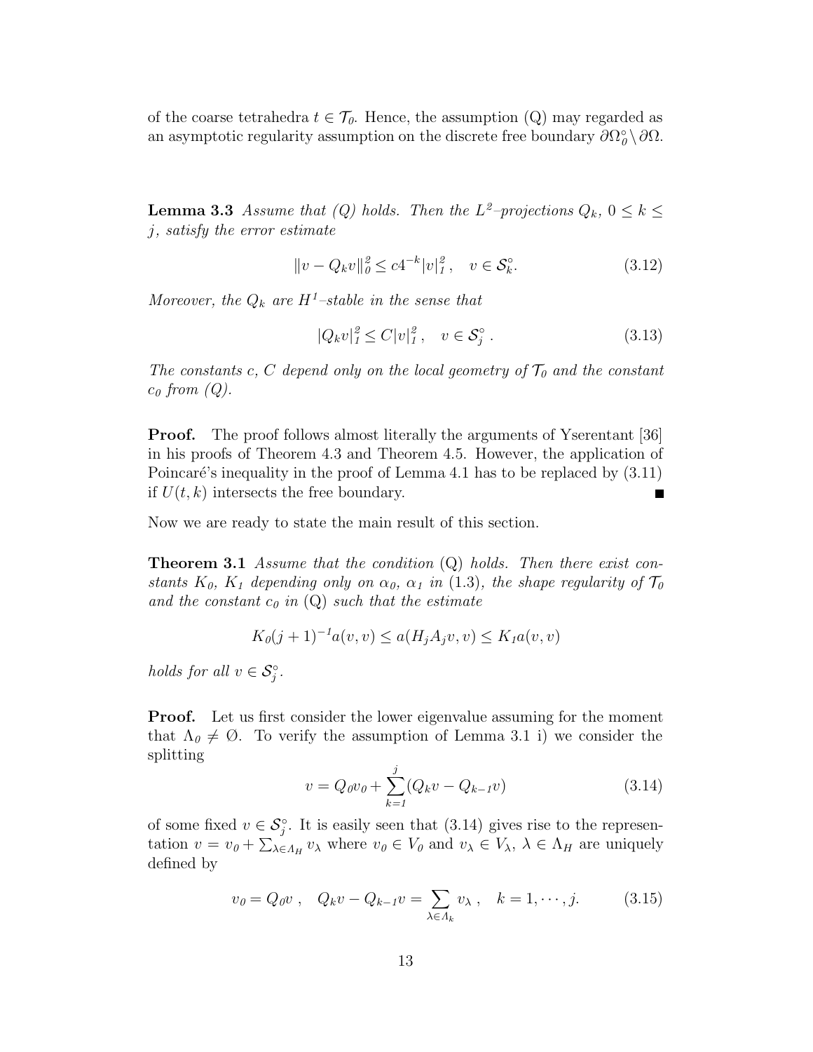of the coarse tetrahedra $t \in \mathcal{T}_0$. Hence, the assumption (Q) may regarded as an asymptotic regularity assumption on the discrete free boundary $\partial\Omega_0^\circ \setminus \partial\Omega$.

**Lemma 3.3** *Assume that (Q) holds. Then the $L^2$–projections $Q_k$, $0 \le k \le j$, satisfy the error estimate*

$$\|v - Q_k v\|_0^2 \le c 4^{-k} |v|_1^2 , \quad v \in \mathcal{S}_k^\circ. \tag{3.12}$$

*Moreover, the $Q_k$ are $H^1$–stable in the sense that*

$$|Q_k v|_1^2 \le C |v|_1^2 , \quad v \in \mathcal{S}_j^\circ . \tag{3.13}$$

*The constants $c$, $C$ depend only on the local geometry of $\mathcal{T}_0$ and the constant $c_0$ from (Q).*

**Proof.** The proof follows almost literally the arguments of Yserentant [36] in his proofs of Theorem 4.3 and Theorem 4.5. However, the application of Poincaré's inequality in the proof of Lemma 4.1 has to be replaced by (3.11) if $U(t,k)$ intersects the free boundary. ∎

Now we are ready to state the main result of this section.

**Theorem 3.1** *Assume that the condition (Q) holds. Then there exist constants $K_0$, $K_1$ depending only on $\alpha_0$, $\alpha_1$ in (1.3), the shape regularity of $\mathcal{T}_0$ and the constant $c_0$ in (Q) such that the estimate*

$$K_0 (j+1)^{-1} a(v,v) \le a(H_j A_j v, v) \le K_1 a(v,v)$$

*holds for all $v \in \mathcal{S}_j^\circ$.*

**Proof.** Let us first consider the lower eigenvalue assuming for the moment that $\Lambda_0 \neq \emptyset$. To verify the assumption of Lemma 3.1 i) we consider the splitting

$$v = Q_0 v_0 + \sum_{k=1}^{j} (Q_k v - Q_{k-1} v) \tag{3.14}$$

of some fixed $v \in \mathcal{S}_j^\circ$. It is easily seen that (3.14) gives rise to the representation $v = v_0 + \sum_{\lambda \in \Lambda_H} v_\lambda$ where $v_0 \in V_0$ and $v_\lambda \in V_\lambda$, $\lambda \in \Lambda_H$ are uniquely defined by

$$v_0 = Q_0 v , \quad Q_k v - Q_{k-1} v = \sum_{\lambda \in \Lambda_k} v_\lambda , \quad k = 1, \cdots, j. \tag{3.15}$$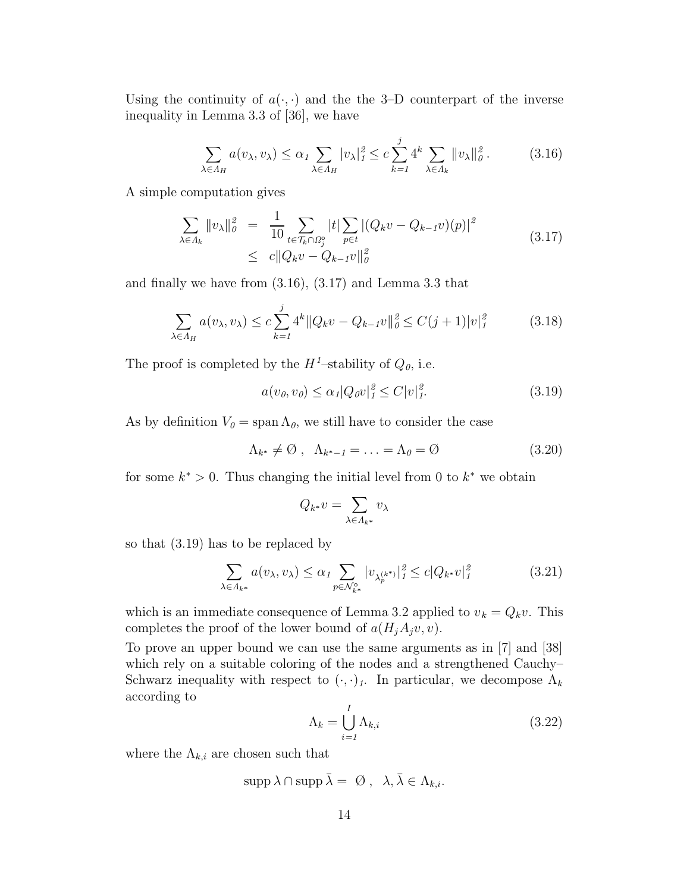Using the continuity of $a(\cdot,\cdot)$ and the the 3–D counterpart of the inverse inequality in Lemma 3.3 of [36], we have

$$\sum_{\lambda\in\Lambda_H} a(v_\lambda, v_\lambda) \le \alpha_1 \sum_{\lambda\in\Lambda_H} |v_\lambda|_1^2 \le c\sum_{k=1}^{j} 4^k \sum_{\lambda\in\Lambda_k} \|v_\lambda\|_0^2\,. \tag{3.16}$$

A simple computation gives

$$\begin{aligned}\sum_{\lambda\in\Lambda_k} \|v_\lambda\|_0^2 &= \frac{1}{10}\sum_{t\in\mathcal{T}_k\cap\Omega_j^\circ} |t| \sum_{p\in t} |(Q_k v - Q_{k-1}v)(p)|^2 \\ &\le c\|Q_k v - Q_{k-1}v\|_0^2\end{aligned} \tag{3.17}$$

and finally we have from (3.16), (3.17) and Lemma 3.3 that

$$\sum_{\lambda\in\Lambda_H} a(v_\lambda, v_\lambda) \le c\sum_{k=1}^{j} 4^k \|Q_k v - Q_{k-1}v\|_0^2 \le C(j+1)|v|_1^2 \tag{3.18}$$

The proof is completed by the $H^1$–stability of $Q_0$, i.e.

$$a(v_0, v_0) \le \alpha_1 |Q_0 v|_1^2 \le C|v|_1^2. \tag{3.19}$$

As by definition $V_0 = \operatorname{span}\Lambda_0$, we still have to consider the case

$$\Lambda_{k^*} \neq \emptyset\ ,\ \ \Lambda_{k^*-1} = \ldots = \Lambda_0 = \emptyset \tag{3.20}$$

for some $k^* > 0$. Thus changing the initial level from 0 to $k^*$ we obtain

$$Q_{k^*} v = \sum_{\lambda\in\Lambda_{k^*}} v_\lambda$$

so that (3.19) has to be replaced by

$$\sum_{\lambda\in\Lambda_{k^*}} a(v_\lambda, v_\lambda) \le \alpha_1 \sum_{p\in\mathcal{N}_{k^*}^\circ} |v_{\lambda_p^{(k^*)}}|_1^2 \le c|Q_{k^*} v|_1^2 \tag{3.21}$$

which is an immediate consequence of Lemma 3.2 applied to $v_k = Q_k v$. This completes the proof of the lower bound of $a(H_j A_j v, v)$.

To prove an upper bound we can use the same arguments as in [7] and [38] which rely on a suitable coloring of the nodes and a strengthened Cauchy–Schwarz inequality with respect to $(\cdot,\cdot)_1$. In particular, we decompose $\Lambda_k$ according to

$$\Lambda_k = \bigcup_{i=1}^{I} \Lambda_{k,i} \tag{3.22}$$

where the $\Lambda_{k,i}$ are chosen such that

$$\operatorname{supp}\lambda \cap \operatorname{supp}\bar\lambda = \emptyset\ ,\ \ \lambda, \bar\lambda \in \Lambda_{k,i}.$$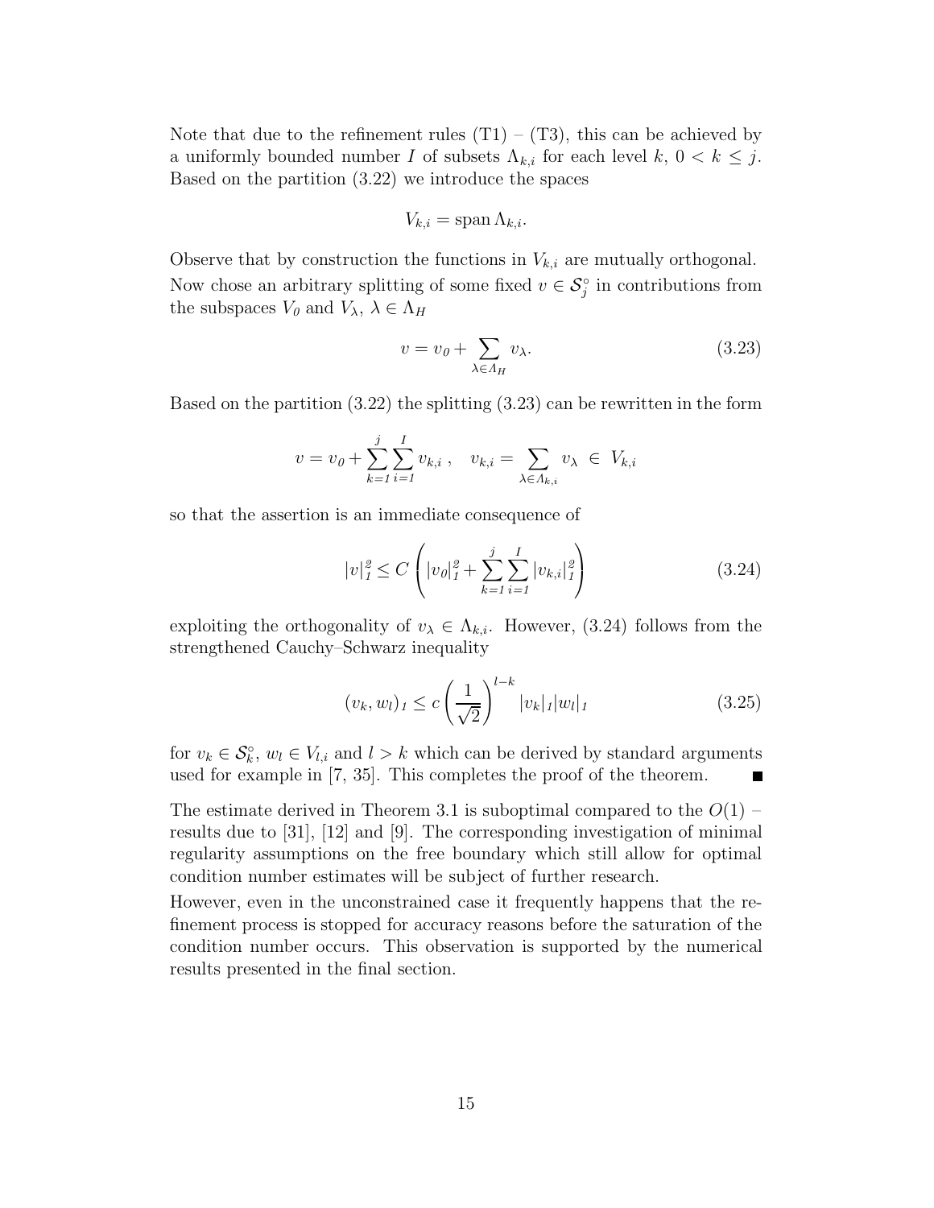Note that due to the refinement rules (T1) – (T3), this can be achieved by a uniformly bounded number $I$ of subsets $\Lambda_{k,i}$ for each level $k$, $0 < k \leq j$. Based on the partition (3.22) we introduce the spaces

$$V_{k,i} = \operatorname{span} \Lambda_{k,i}.$$

Observe that by construction the functions in $V_{k,i}$ are mutually orthogonal. Now chose an arbitrary splitting of some fixed $v \in \mathcal{S}_j^\circ$ in contributions from the subspaces $V_0$ and $V_\lambda$, $\lambda \in \Lambda_H$

$$v = v_0 + \sum_{\lambda \in \Lambda_H} v_\lambda. \tag{3.23}$$

Based on the partition (3.22) the splitting (3.23) can be rewritten in the form

$$v = v_0 + \sum_{k=1}^{j} \sum_{i=1}^{I} v_{k,i}\,, \quad v_{k,i} = \sum_{\lambda \in \Lambda_{k,i}} v_\lambda \ \in \ V_{k,i}$$

so that the assertion is an immediate consequence of

$$|v|_1^2 \leq C \left( |v_0|_1^2 + \sum_{k=1}^{j} \sum_{i=1}^{I} |v_{k,i}|_1^2 \right) \tag{3.24}$$

exploiting the orthogonality of $v_\lambda \in \Lambda_{k,i}$. However, (3.24) follows from the strengthened Cauchy–Schwarz inequality

$$(v_k, w_l)_1 \leq c \left( \frac{1}{\sqrt{2}} \right)^{l-k} |v_k|_1 |w_l|_1 \tag{3.25}$$

for $v_k \in \mathcal{S}_k^\circ$, $w_l \in V_{l,i}$ and $l > k$ which can be derived by standard arguments used for example in [7, 35]. This completes the proof of the theorem. ∎

The estimate derived in Theorem 3.1 is suboptimal compared to the $O(1)$ – results due to [31], [12] and [9]. The corresponding investigation of minimal regularity assumptions on the free boundary which still allow for optimal condition number estimates will be subject of further research.

However, even in the unconstrained case it frequently happens that the refinement process is stopped for accuracy reasons before the saturation of the condition number occurs. This observation is supported by the numerical results presented in the final section.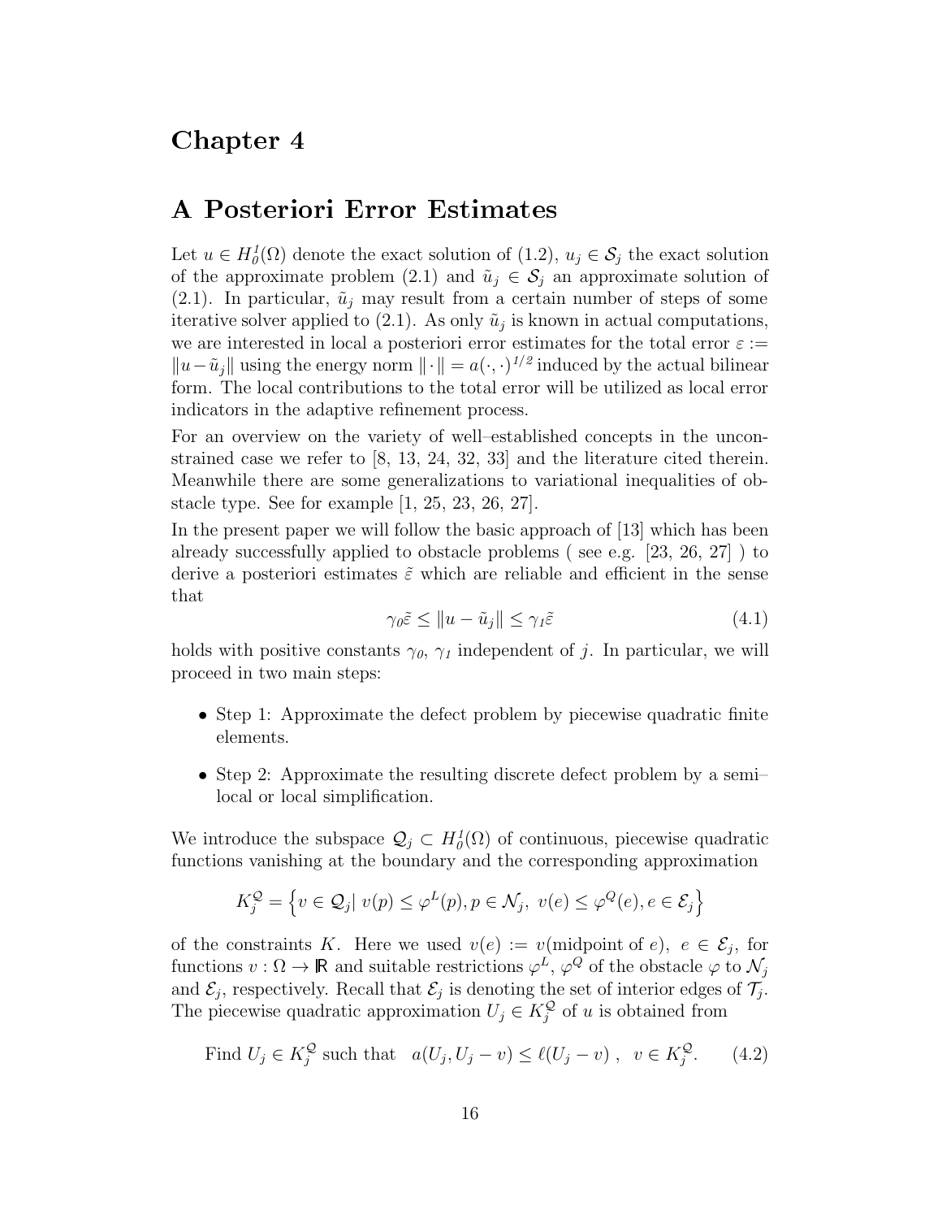# Chapter 4

# A Posteriori Error Estimates

Let $u \in H^1_0(\Omega)$ denote the exact solution of (1.2), $u_j \in \mathcal{S}_j$ the exact solution of the approximate problem (2.1) and $\tilde{u}_j \in \mathcal{S}_j$ an approximate solution of (2.1). In particular, $\tilde{u}_j$ may result from a certain number of steps of some iterative solver applied to (2.1). As only $\tilde{u}_j$ is known in actual computations, we are interested in local a posteriori error estimates for the total error $\varepsilon := \|u - \tilde{u}_j\|$ using the energy norm $\|\cdot\| = a(\cdot,\cdot)^{1/2}$ induced by the actual bilinear form. The local contributions to the total error will be utilized as local error indicators in the adaptive refinement process.

For an overview on the variety of well–established concepts in the unconstrained case we refer to [8, 13, 24, 32, 33] and the literature cited therein. Meanwhile there are some generalizations to variational inequalities of obstacle type. See for example [1, 25, 23, 26, 27].

In the present paper we will follow the basic approach of [13] which has been already successfully applied to obstacle problems ( see e.g. [23, 26, 27] ) to derive a posteriori estimates $\tilde{\varepsilon}$ which are reliable and efficient in the sense that

$$\gamma_0 \tilde{\varepsilon} \leq \|u - \tilde{u}_j\| \leq \gamma_1 \tilde{\varepsilon} \tag{4.1}$$

holds with positive constants $\gamma_0$, $\gamma_1$ independent of $j$. In particular, we will proceed in two main steps:

- Step 1: Approximate the defect problem by piecewise quadratic finite elements.
- Step 2: Approximate the resulting discrete defect problem by a semi–local or local simplification.

We introduce the subspace $\mathcal{Q}_j \subset H^1_0(\Omega)$ of continuous, piecewise quadratic functions vanishing at the boundary and the corresponding approximation

$$K^{\mathcal{Q}}_j = \left\{ v \in \mathcal{Q}_j |\; v(p) \leq \varphi^L(p), p \in \mathcal{N}_j,\; v(e) \leq \varphi^Q(e), e \in \mathcal{E}_j \right\}$$

of the constraints $K$. Here we used $v(e) := v(\text{midpoint of } e)$, $e \in \mathcal{E}_j$, for functions $v : \Omega \to \mathbb{R}$ and suitable restrictions $\varphi^L$, $\varphi^Q$ of the obstacle $\varphi$ to $\mathcal{N}_j$ and $\mathcal{E}_j$, respectively. Recall that $\mathcal{E}_j$ is denoting the set of interior edges of $\mathcal{T}_j$. The piecewise quadratic approximation $U_j \in K^{\mathcal{Q}}_j$ of $u$ is obtained from

$$\text{Find } U_j \in K^{\mathcal{Q}}_j \text{ such that } \quad a(U_j, U_j - v) \leq \ell(U_j - v)\;, \quad v \in K^{\mathcal{Q}}_j. \tag{4.2}$$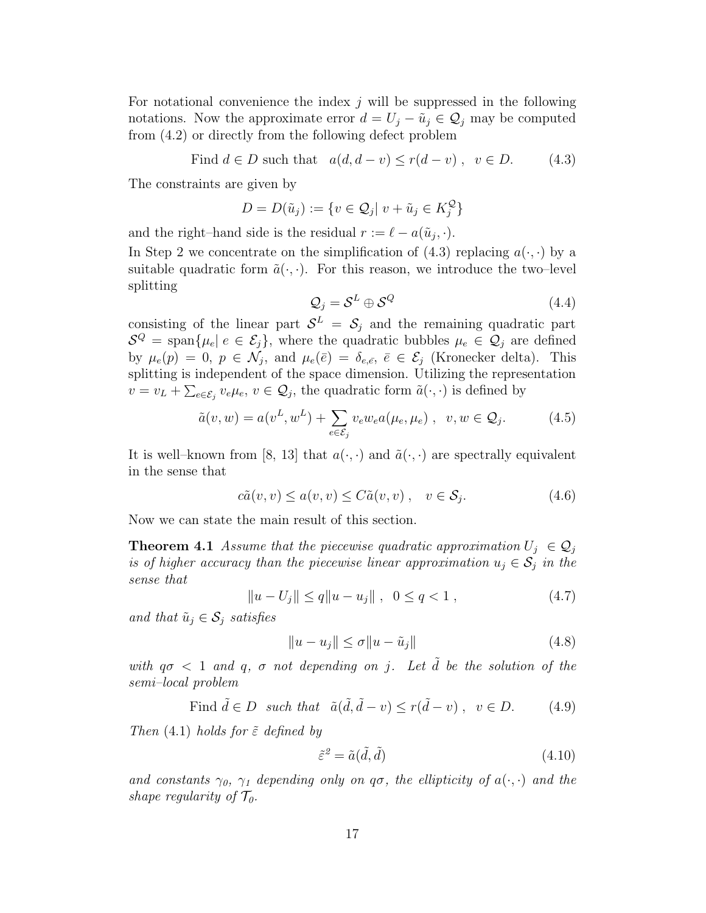For notational convenience the index $j$ will be suppressed in the following notations. Now the approximate error $d = U_j - \tilde{u}_j \in \mathcal{Q}_j$ may be computed from (4.2) or directly from the following defect problem

$$\text{Find } d \in D \text{ such that } \quad a(d, d - v) \leq r(d - v)\ , \quad v \in D. \tag{4.3}$$

The constraints are given by

$$D = D(\tilde{u}_j) := \{v \in \mathcal{Q}_j |\ v + \tilde{u}_j \in K_j^{\mathcal{Q}}\}$$

and the right–hand side is the residual $r := \ell - a(\tilde{u}_j, \cdot)$.

In Step 2 we concentrate on the simplification of (4.3) replacing $a(\cdot, \cdot)$ by a suitable quadratic form $\tilde{a}(\cdot, \cdot)$. For this reason, we introduce the two–level splitting

$$\mathcal{Q}_j = \mathcal{S}^L \oplus \mathcal{S}^Q \tag{4.4}$$

consisting of the linear part $\mathcal{S}^L = \mathcal{S}_j$ and the remaining quadratic part $\mathcal{S}^Q = \text{span}\{\mu_e |\ e \in \mathcal{E}_j\}$, where the quadratic bubbles $\mu_e \in \mathcal{Q}_j$ are defined by $\mu_e(p) = 0$, $p \in \mathcal{N}_j$, and $\mu_e(\bar{e}) = \delta_{e,\bar{e}}$, $\bar{e} \in \mathcal{E}_j$ (Kronecker delta). This splitting is independent of the space dimension. Utilizing the representation $v = v_L + \sum_{e \in \mathcal{E}_j} v_e \mu_e$, $v \in \mathcal{Q}_j$, the quadratic form $\tilde{a}(\cdot, \cdot)$ is defined by

$$\tilde{a}(v, w) = a(v^L, w^L) + \sum_{e \in \mathcal{E}_j} v_e w_e a(\mu_e, \mu_e)\ , \quad v, w \in \mathcal{Q}_j. \tag{4.5}$$

It is well–known from [8, 13] that $a(\cdot, \cdot)$ and $\tilde{a}(\cdot, \cdot)$ are spectrally equivalent in the sense that

$$c\tilde{a}(v, v) \leq a(v, v) \leq C\tilde{a}(v, v)\ , \quad v \in \mathcal{S}_j. \tag{4.6}$$

Now we can state the main result of this section.

**Theorem 4.1** *Assume that the piecewise quadratic approximation $U_j \in \mathcal{Q}_j$ is of higher accuracy than the piecewise linear approximation $u_j \in \mathcal{S}_j$ in the sense that*

$$\|u - U_j\| \leq q\|u - u_j\|\ , \quad 0 \leq q < 1\ , \tag{4.7}$$

*and that $\tilde{u}_j \in \mathcal{S}_j$ satisfies*

$$\|u - u_j\| \leq \sigma\|u - \tilde{u}_j\| \tag{4.8}$$

*with $q\sigma < 1$ and $q$, $\sigma$ not depending on $j$. Let $\tilde{d}$ be the solution of the semi–local problem*

$$\text{Find } \tilde{d} \in D \quad \text{such that} \quad \tilde{a}(\tilde{d}, \tilde{d} - v) \leq r(\tilde{d} - v)\ , \quad v \in D. \tag{4.9}$$

*Then (4.1) holds for $\tilde{\varepsilon}$ defined by*

$$\tilde{\varepsilon}^2 = \tilde{a}(\tilde{d}, \tilde{d}) \tag{4.10}$$

*and constants $\gamma_0$, $\gamma_1$ depending only on $q\sigma$, the ellipticity of $a(\cdot, \cdot)$ and the shape regularity of $\mathcal{T}_0$.*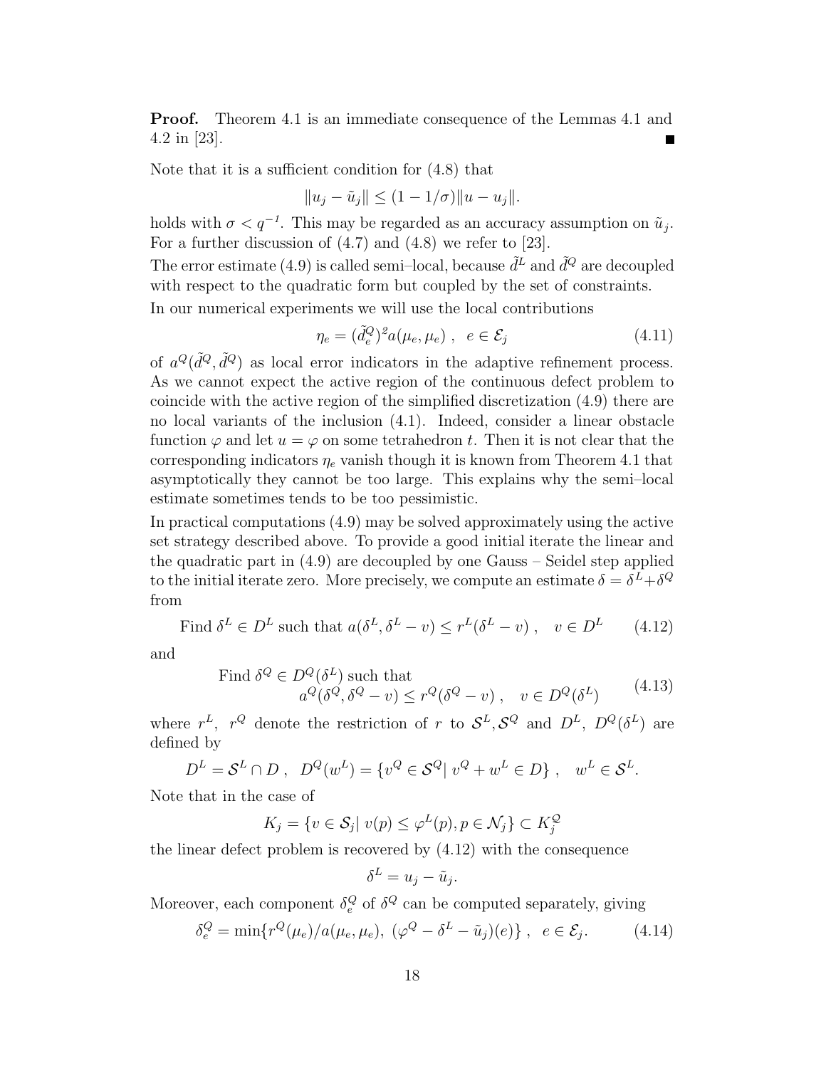**Proof.** Theorem 4.1 is an immediate consequence of the Lemmas 4.1 and 4.2 in [23]. ∎

Note that it is a sufficient condition for (4.8) that

$$\|u_j - \tilde{u}_j\| \leq (1 - 1/\sigma)\|u - u_j\|.$$

holds with $\sigma < q^{-1}$. This may be regarded as an accuracy assumption on $\tilde{u}_j$. For a further discussion of (4.7) and (4.8) we refer to [23].

The error estimate (4.9) is called semi–local, because $\tilde{d}^L$ and $\tilde{d}^Q$ are decoupled with respect to the quadratic form but coupled by the set of constraints.

In our numerical experiments we will use the local contributions

$$\eta_e = (\tilde{d}_e^Q)^2 a(\mu_e, \mu_e)\ , \quad e \in \mathcal{E}_j \tag{4.11}$$

of $a^Q(\tilde{d}^Q, \tilde{d}^Q)$ as local error indicators in the adaptive refinement process. As we cannot expect the active region of the continuous defect problem to coincide with the active region of the simplified discretization (4.9) there are no local variants of the inclusion (4.1). Indeed, consider a linear obstacle function $\varphi$ and let $u = \varphi$ on some tetrahedron $t$. Then it is not clear that the corresponding indicators $\eta_e$ vanish though it is known from Theorem 4.1 that asymptotically they cannot be too large. This explains why the semi–local estimate sometimes tends to be too pessimistic.

In practical computations (4.9) may be solved approximately using the active set strategy described above. To provide a good initial iterate the linear and the quadratic part in (4.9) are decoupled by one Gauss – Seidel step applied to the initial iterate zero. More precisely, we compute an estimate $\delta = \delta^L + \delta^Q$ from

$$\text{Find } \delta^L \in D^L \text{ such that } a(\delta^L, \delta^L - v) \leq r^L(\delta^L - v)\ , \quad v \in D^L \tag{4.12}$$

and

$$\begin{array}{l}\text{Find } \delta^Q \in D^Q(\delta^L) \text{ such that} \\ \qquad a^Q(\delta^Q, \delta^Q - v) \leq r^Q(\delta^Q - v)\ , \quad v \in D^Q(\delta^L)\end{array} \tag{4.13}$$

where $r^L$, $r^Q$ denote the restriction of $r$ to $\mathcal{S}^L, \mathcal{S}^Q$ and $D^L$, $D^Q(\delta^L)$ are defined by

$$D^L = \mathcal{S}^L \cap D\ , \quad D^Q(w^L) = \{v^Q \in \mathcal{S}^Q |\ v^Q + w^L \in D\}\ , \quad w^L \in \mathcal{S}^L.$$

Note that in the case of

$$K_j = \{v \in \mathcal{S}_j |\ v(p) \leq \varphi^L(p), p \in \mathcal{N}_j\} \subset K_j^Q$$

the linear defect problem is recovered by (4.12) with the consequence

$$\delta^L = u_j - \tilde{u}_j.$$

Moreover, each component $\delta_e^Q$ of $\delta^Q$ can be computed separately, giving

$$\delta_e^Q = \min\{r^Q(\mu_e)/a(\mu_e, \mu_e),\ (\varphi^Q - \delta^L - \tilde{u}_j)(e)\}\ , \quad e \in \mathcal{E}_j. \tag{4.14}$$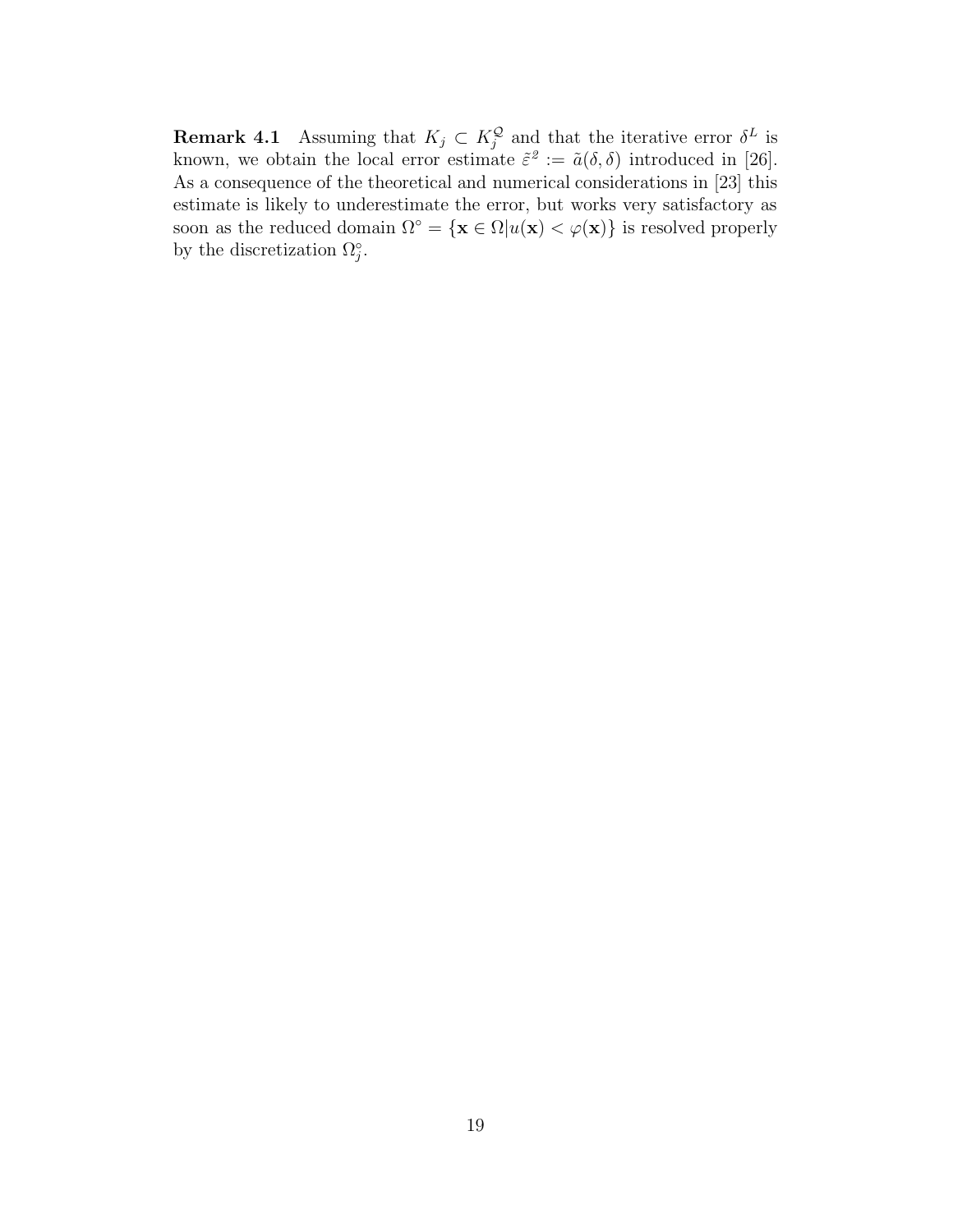**Remark 4.1** Assuming that $K_j \subset K_j^{\mathcal{Q}}$ and that the iterative error $\delta^L$ is known, we obtain the local error estimate $\tilde{\varepsilon}^2 := \tilde{a}(\delta, \delta)$ introduced in [26]. As a consequence of the theoretical and numerical considerations in [23] this estimate is likely to underestimate the error, but works very satisfactory as soon as the reduced domain $\Omega^\circ = \{\mathbf{x} \in \Omega | u(\mathbf{x}) < \varphi(\mathbf{x})\}$ is resolved properly by the discretization $\Omega_j^\circ$.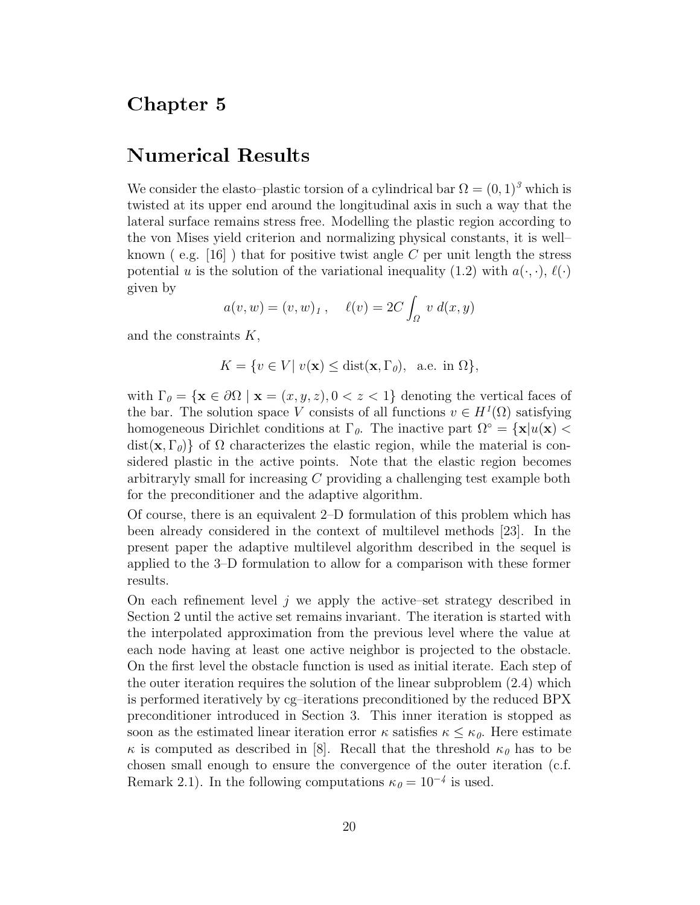# Chapter 5

# Numerical Results

We consider the elasto–plastic torsion of a cylindrical bar $\Omega = (0,1)^3$ which is twisted at its upper end around the longitudinal axis in such a way that the lateral surface remains stress free. Modelling the plastic region according to the von Mises yield criterion and normalizing physical constants, it is well–known ( e.g. [16] ) that for positive twist angle $C$ per unit length the stress potential $u$ is the solution of the variational inequality (1.2) with $a(\cdot,\cdot)$, $\ell(\cdot)$ given by

$$a(v,w) = (v,w)_1 , \quad \ell(v) = 2C \int_\Omega v \; d(x,y)$$

and the constraints $K$,

$$K = \{v \in V |\; v(\mathbf{x}) \leq \operatorname{dist}(\mathbf{x}, \Gamma_0), \;\; \text{a.e. in } \Omega\},$$

with $\Gamma_0 = \{\mathbf{x} \in \partial\Omega \mid \mathbf{x} = (x,y,z), 0 < z < 1\}$ denoting the vertical faces of the bar. The solution space $V$ consists of all functions $v \in H^1(\Omega)$ satisfying homogeneous Dirichlet conditions at $\Gamma_0$. The inactive part $\Omega^\circ = \{\mathbf{x} | u(\mathbf{x}) < \operatorname{dist}(\mathbf{x}, \Gamma_0)\}$ of $\Omega$ characterizes the elastic region, while the material is considered plastic in the active points. Note that the elastic region becomes arbitraryly small for increasing $C$ providing a challenging test example both for the preconditioner and the adaptive algorithm.

Of course, there is an equivalent 2–D formulation of this problem which has been already considered in the context of multilevel methods [23]. In the present paper the adaptive multilevel algorithm described in the sequel is applied to the 3–D formulation to allow for a comparison with these former results.

On each refinement level $j$ we apply the active–set strategy described in Section 2 until the active set remains invariant. The iteration is started with the interpolated approximation from the previous level where the value at each node having at least one active neighbor is projected to the obstacle. On the first level the obstacle function is used as initial iterate. Each step of the outer iteration requires the solution of the linear subproblem (2.4) which is performed iteratively by cg–iterations preconditioned by the reduced BPX preconditioner introduced in Section 3. This inner iteration is stopped as soon as the estimated linear iteration error $\kappa$ satisfies $\kappa \leq \kappa_0$. Here estimate $\kappa$ is computed as described in [8]. Recall that the threshold $\kappa_0$ has to be chosen small enough to ensure the convergence of the outer iteration (c.f. Remark 2.1). In the following computations $\kappa_0 = 10^{-4}$ is used.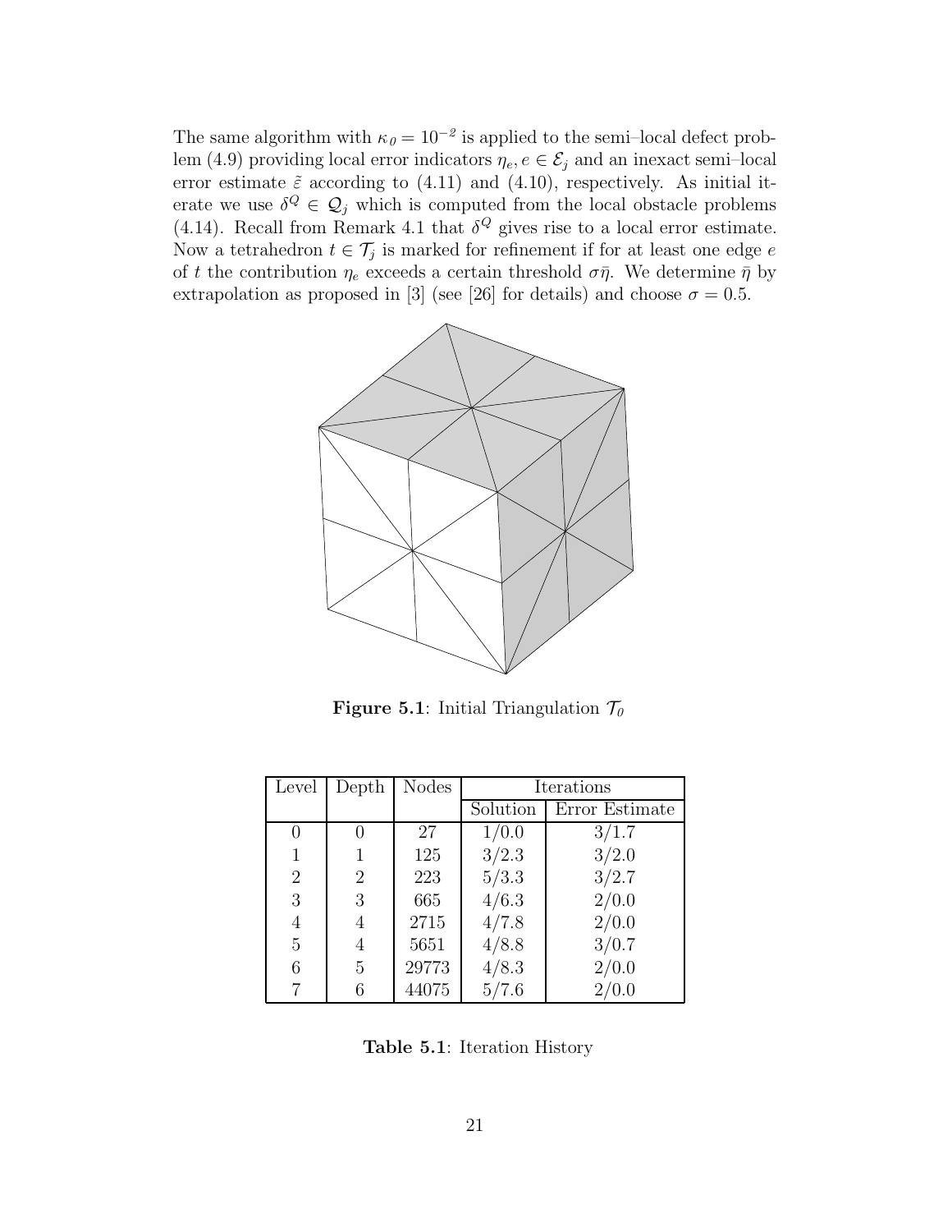The same algorithm with $\kappa_0 = 10^{-2}$ is applied to the semi–local defect problem (4.9) providing local error indicators $\eta_e, e \in \mathcal{E}_j$ and an inexact semi–local error estimate $\tilde{\varepsilon}$ according to (4.11) and (4.10), respectively. As initial iterate we use $\delta^Q \in \mathcal{Q}_j$ which is computed from the local obstacle problems (4.14). Recall from Remark 4.1 that $\delta^Q$ gives rise to a local error estimate. Now a tetrahedron $t \in \mathcal{T}_j$ is marked for refinement if for at least one edge $e$ of $t$ the contribution $\eta_e$ exceeds a certain threshold $\sigma\bar{\eta}$. We determine $\bar{\eta}$ by extrapolation as proposed in [3] (see [26] for details) and choose $\sigma = 0.5$.

**Figure 5.1**: Initial Triangulation $\mathcal{T}_0$

| Level | Depth | Nodes | Iterations | |
|---|---|---|---|---|
| | | | Solution | Error Estimate |
| 0 | 0 | 27 | 1/0.0 | 3/1.7 |
| 1 | 1 | 125 | 3/2.3 | 3/2.0 |
| 2 | 2 | 223 | 5/3.3 | 3/2.7 |
| 3 | 3 | 665 | 4/6.3 | 2/0.0 |
| 4 | 4 | 2715 | 4/7.8 | 2/0.0 |
| 5 | 4 | 5651 | 4/8.8 | 3/0.7 |
| 6 | 5 | 29773 | 4/8.3 | 2/0.0 |
| 7 | 6 | 44075 | 5/7.6 | 2/0.0 |

**Table 5.1**: Iteration History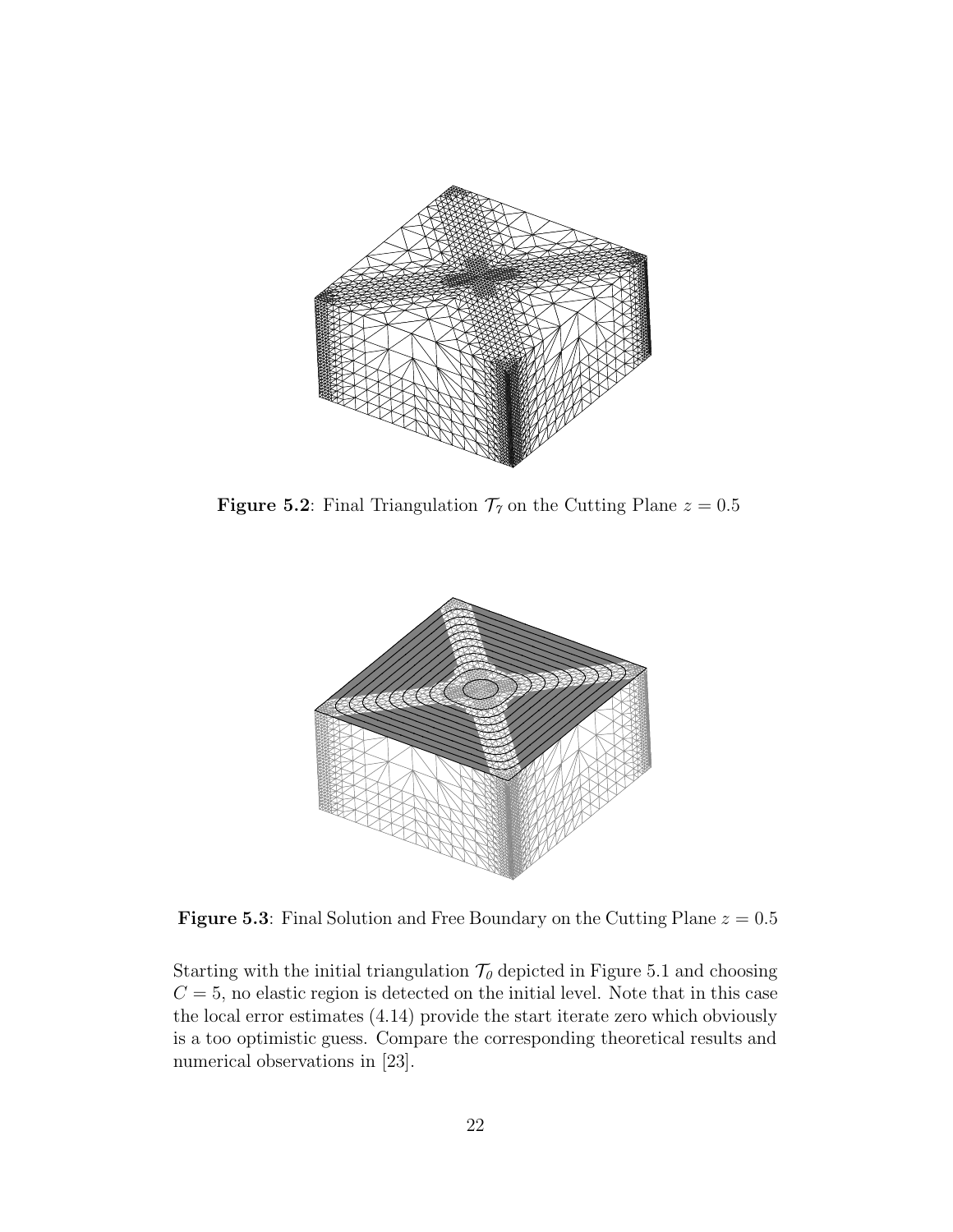**Figure 5.2**: Final Triangulation $\mathcal{T}_7$ on the Cutting Plane $z = 0.5$

**Figure 5.3**: Final Solution and Free Boundary on the Cutting Plane $z = 0.5$

Starting with the initial triangulation $\mathcal{T}_0$ depicted in Figure 5.1 and choosing $C = 5$, no elastic region is detected on the initial level. Note that in this case the local error estimates (4.14) provide the start iterate zero which obviously is a too optimistic guess. Compare the corresponding theoretical results and numerical observations in [23].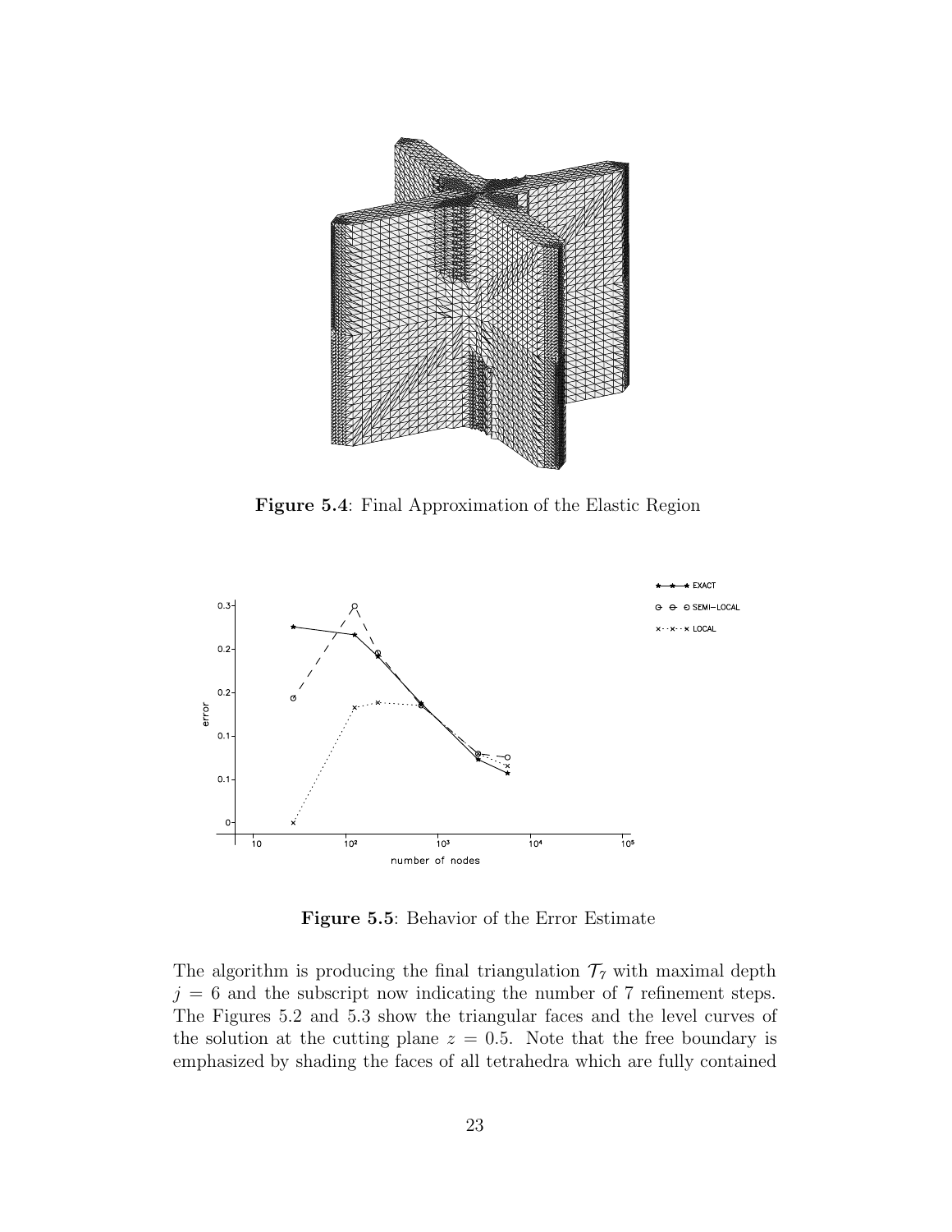**Figure 5.4**: Final Approximation of the Elastic Region

**Figure 5.5**: Behavior of the Error Estimate

The algorithm is producing the final triangulation $\mathcal{T}_7$ with maximal depth $j = 6$ and the subscript now indicating the number of 7 refinement steps. The Figures 5.2 and 5.3 show the triangular faces and the level curves of the solution at the cutting plane $z = 0.5$. Note that the free boundary is emphasized by shading the faces of all tetrahedra which are fully contained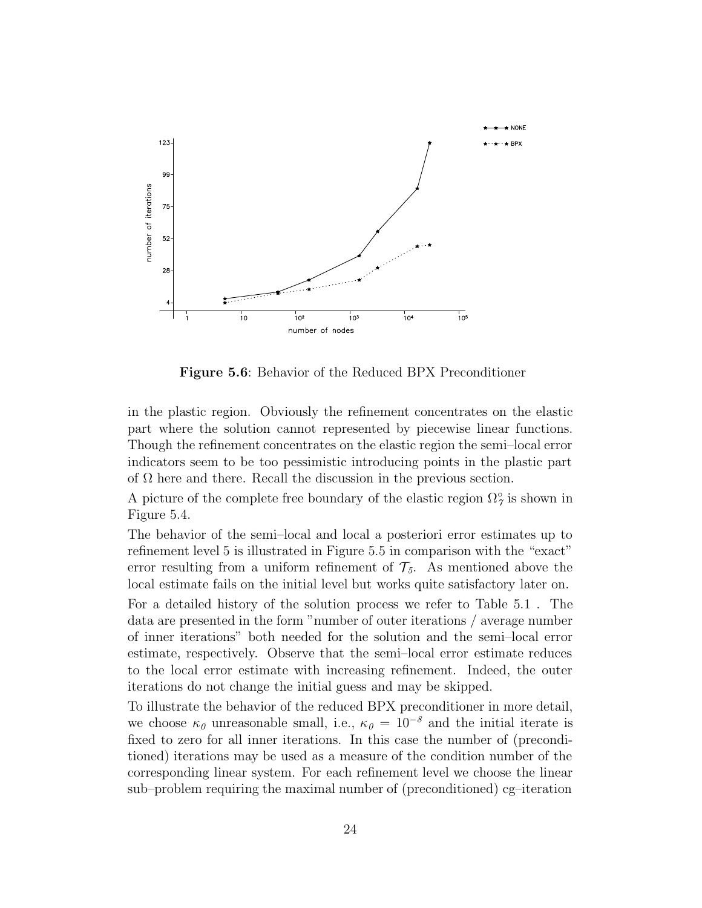**Figure 5.6**: Behavior of the Reduced BPX Preconditioner

in the plastic region. Obviously the refinement concentrates on the elastic part where the solution cannot represented by piecewise linear functions. Though the refinement concentrates on the elastic region the semi–local error indicators seem to be too pessimistic introducing points in the plastic part of $\Omega$ here and there. Recall the discussion in the previous section.

A picture of the complete free boundary of the elastic region $\Omega_7^\circ$ is shown in Figure 5.4.

The behavior of the semi–local and local a posteriori error estimates up to refinement level 5 is illustrated in Figure 5.5 in comparison with the "exact" error resulting from a uniform refinement of $\mathcal{T}_5$. As mentioned above the local estimate fails on the initial level but works quite satisfactory later on.

For a detailed history of the solution process we refer to Table 5.1 . The data are presented in the form "number of outer iterations / average number of inner iterations" both needed for the solution and the semi–local error estimate, respectively. Observe that the semi–local error estimate reduces to the local error estimate with increasing refinement. Indeed, the outer iterations do not change the initial guess and may be skipped.

To illustrate the behavior of the reduced BPX preconditioner in more detail, we choose $\kappa_0$ unreasonable small, i.e., $\kappa_0 = 10^{-8}$ and the initial iterate is fixed to zero for all inner iterations. In this case the number of (preconditioned) iterations may be used as a measure of the condition number of the corresponding linear system. For each refinement level we choose the linear sub–problem requiring the maximal number of (preconditioned) cg–iteration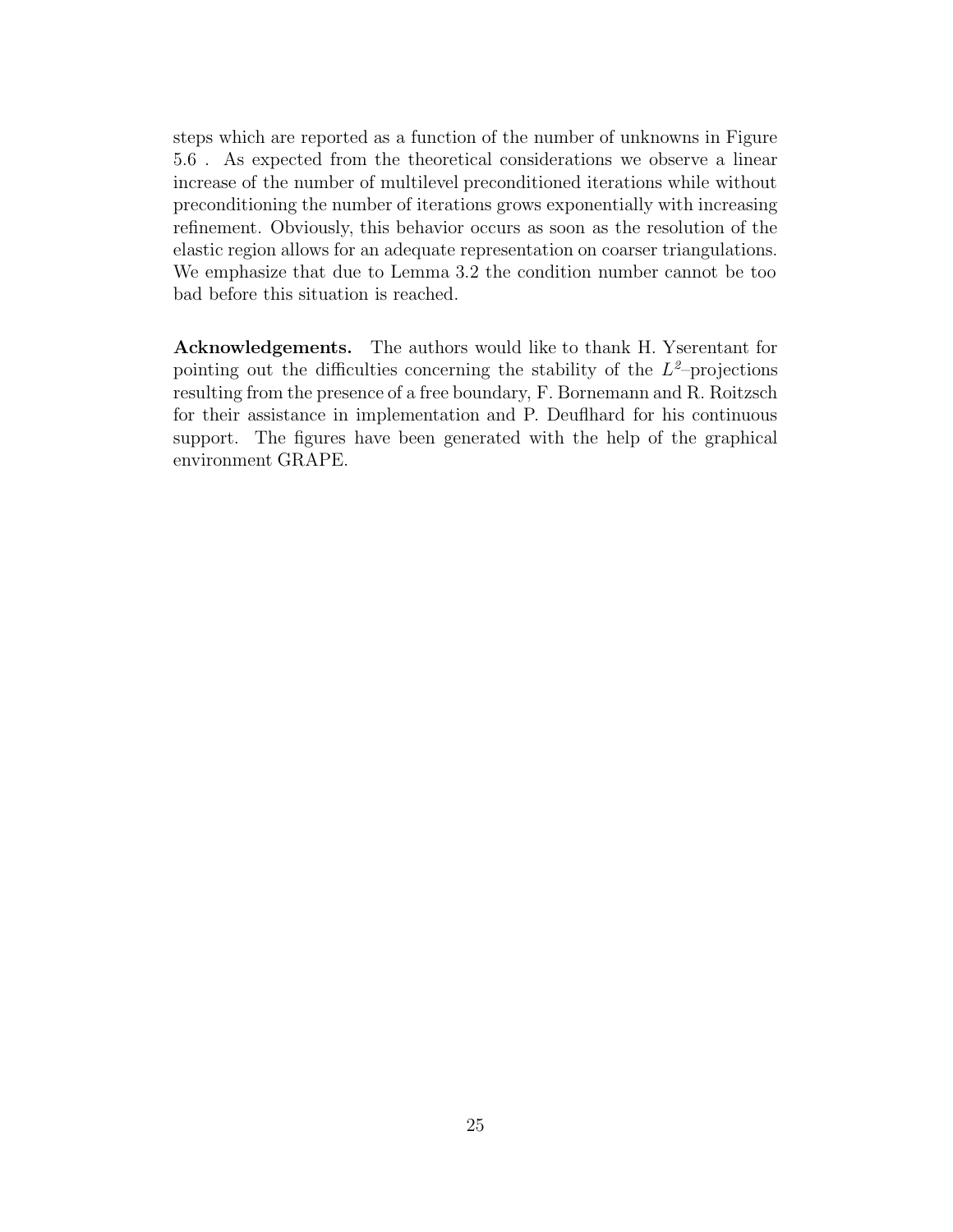steps which are reported as a function of the number of unknowns in Figure 5.6 . As expected from the theoretical considerations we observe a linear increase of the number of multilevel preconditioned iterations while without preconditioning the number of iterations grows exponentially with increasing refinement. Obviously, this behavior occurs as soon as the resolution of the elastic region allows for an adequate representation on coarser triangulations. We emphasize that due to Lemma 3.2 the condition number cannot be too bad before this situation is reached.

**Acknowledgements.** The authors would like to thank H. Yserentant for pointing out the difficulties concerning the stability of the $L^2$–projections resulting from the presence of a free boundary, F. Bornemann and R. Roitzsch for their assistance in implementation and P. Deuflhard for his continuous support. The figures have been generated with the help of the graphical environment GRAPE.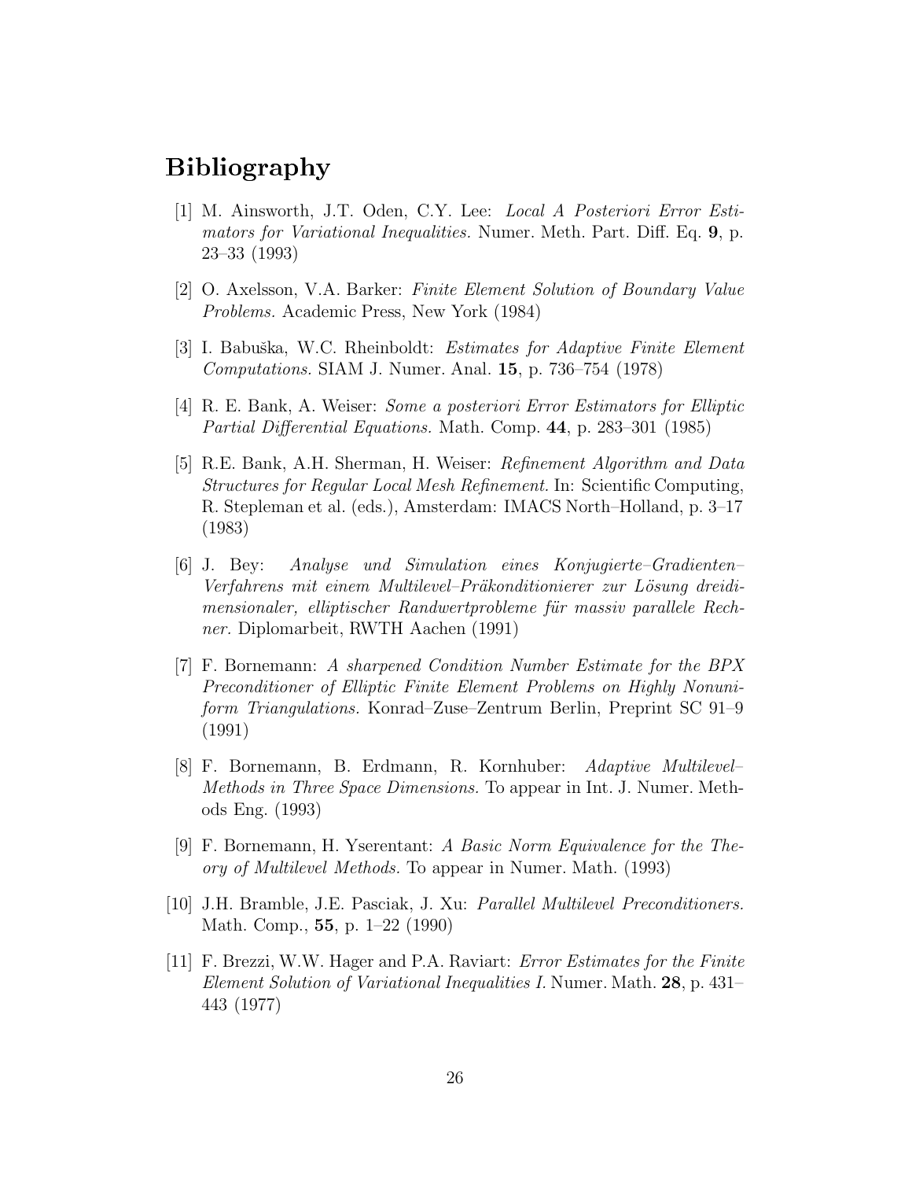# Bibliography

[1] M. Ainsworth, J.T. Oden, C.Y. Lee: *Local A Posteriori Error Estimators for Variational Inequalities.* Numer. Meth. Part. Diff. Eq. **9**, p. 23–33 (1993)

[2] O. Axelsson, V.A. Barker: *Finite Element Solution of Boundary Value Problems.* Academic Press, New York (1984)

[3] I. Babuška, W.C. Rheinboldt: *Estimates for Adaptive Finite Element Computations.* SIAM J. Numer. Anal. **15**, p. 736–754 (1978)

[4] R. E. Bank, A. Weiser: *Some a posteriori Error Estimators for Elliptic Partial Differential Equations.* Math. Comp. **44**, p. 283–301 (1985)

[5] R.E. Bank, A.H. Sherman, H. Weiser: *Refinement Algorithm and Data Structures for Regular Local Mesh Refinement.* In: Scientific Computing, R. Stepleman et al. (eds.), Amsterdam: IMACS North–Holland, p. 3–17 (1983)

[6] J. Bey: *Analyse und Simulation eines Konjugierte–Gradienten–Verfahrens mit einem Multilevel–Präkonditionierer zur Lösung dreidimensionaler, elliptischer Randwertprobleme für massiv parallele Rechner.* Diplomarbeit, RWTH Aachen (1991)

[7] F. Bornemann: *A sharpened Condition Number Estimate for the BPX Preconditioner of Elliptic Finite Element Problems on Highly Nonuniform Triangulations.* Konrad–Zuse–Zentrum Berlin, Preprint SC 91–9 (1991)

[8] F. Bornemann, B. Erdmann, R. Kornhuber: *Adaptive Multilevel–Methods in Three Space Dimensions.* To appear in Int. J. Numer. Methods Eng. (1993)

[9] F. Bornemann, H. Yserentant: *A Basic Norm Equivalence for the Theory of Multilevel Methods.* To appear in Numer. Math. (1993)

[10] J.H. Bramble, J.E. Pasciak, J. Xu: *Parallel Multilevel Preconditioners.* Math. Comp., **55**, p. 1–22 (1990)

[11] F. Brezzi, W.W. Hager and P.A. Raviart: *Error Estimates for the Finite Element Solution of Variational Inequalities I.* Numer. Math. **28**, p. 431–443 (1977)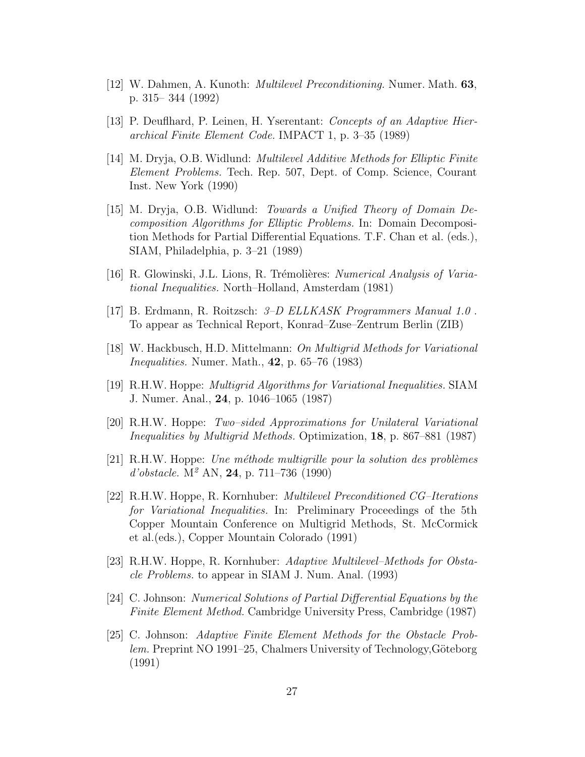[12] W. Dahmen, A. Kunoth: *Multilevel Preconditioning.* Numer. Math. **63**, p. 315– 344 (1992)

[13] P. Deuflhard, P. Leinen, H. Yserentant: *Concepts of an Adaptive Hierarchical Finite Element Code.* IMPACT 1, p. 3–35 (1989)

[14] M. Dryja, O.B. Widlund: *Multilevel Additive Methods for Elliptic Finite Element Problems.* Tech. Rep. 507, Dept. of Comp. Science, Courant Inst. New York (1990)

[15] M. Dryja, O.B. Widlund: *Towards a Unified Theory of Domain Decomposition Algorithms for Elliptic Problems.* In: Domain Decomposition Methods for Partial Differential Equations. T.F. Chan et al. (eds.), SIAM, Philadelphia, p. 3–21 (1989)

[16] R. Glowinski, J.L. Lions, R. Trémolières: *Numerical Analysis of Variational Inequalities.* North–Holland, Amsterdam (1981)

[17] B. Erdmann, R. Roitzsch: *3–D ELLKASK Programmers Manual 1.0* . To appear as Technical Report, Konrad–Zuse–Zentrum Berlin (ZIB)

[18] W. Hackbusch, H.D. Mittelmann: *On Multigrid Methods for Variational Inequalities.* Numer. Math., **42**, p. 65–76 (1983)

[19] R.H.W. Hoppe: *Multigrid Algorithms for Variational Inequalities.* SIAM J. Numer. Anal., **24**, p. 1046–1065 (1987)

[20] R.H.W. Hoppe: *Two–sided Approximations for Unilateral Variational Inequalities by Multigrid Methods.* Optimization, **18**, p. 867–881 (1987)

[21] R.H.W. Hoppe: *Une méthode multigrille pour la solution des problèmes d'obstacle.* $M^2$ AN, **24**, p. 711–736 (1990)

[22] R.H.W. Hoppe, R. Kornhuber: *Multilevel Preconditioned CG–Iterations for Variational Inequalities.* In: Preliminary Proceedings of the 5th Copper Mountain Conference on Multigrid Methods, St. McCormick et al.(eds.), Copper Mountain Colorado (1991)

[23] R.H.W. Hoppe, R. Kornhuber: *Adaptive Multilevel–Methods for Obstacle Problems.* to appear in SIAM J. Num. Anal. (1993)

[24] C. Johnson: *Numerical Solutions of Partial Differential Equations by the Finite Element Method.* Cambridge University Press, Cambridge (1987)

[25] C. Johnson: *Adaptive Finite Element Methods for the Obstacle Problem.* Preprint NO 1991–25, Chalmers University of Technology,Göteborg (1991)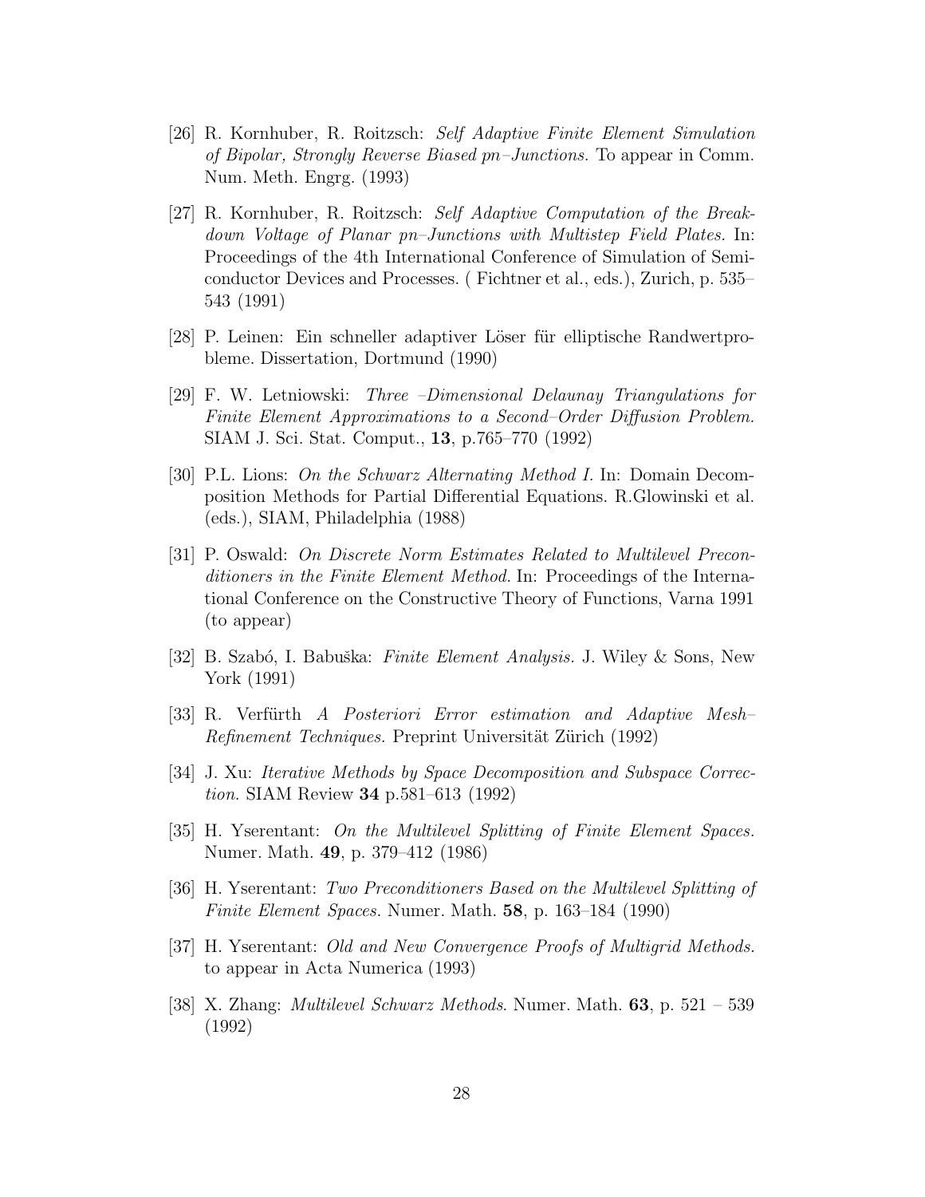[26] R. Kornhuber, R. Roitzsch: *Self Adaptive Finite Element Simulation of Bipolar, Strongly Reverse Biased pn–Junctions.* To appear in Comm. Num. Meth. Engrg. (1993)

[27] R. Kornhuber, R. Roitzsch: *Self Adaptive Computation of the Breakdown Voltage of Planar pn–Junctions with Multistep Field Plates.* In: Proceedings of the 4th International Conference of Simulation of Semiconductor Devices and Processes. ( Fichtner et al., eds.), Zurich, p. 535–543 (1991)

[28] P. Leinen: Ein schneller adaptiver Löser für elliptische Randwertprobleme. Dissertation, Dortmund (1990)

[29] F. W. Letniowski: *Three –Dimensional Delaunay Triangulations for Finite Element Approximations to a Second–Order Diffusion Problem.* SIAM J. Sci. Stat. Comput., **13**, p.765–770 (1992)

[30] P.L. Lions: *On the Schwarz Alternating Method I.* In: Domain Decomposition Methods for Partial Differential Equations. R.Glowinski et al. (eds.), SIAM, Philadelphia (1988)

[31] P. Oswald: *On Discrete Norm Estimates Related to Multilevel Preconditioners in the Finite Element Method.* In: Proceedings of the International Conference on the Constructive Theory of Functions, Varna 1991 (to appear)

[32] B. Szabó, I. Babuška: *Finite Element Analysis.* J. Wiley & Sons, New York (1991)

[33] R. Verfürth *A Posteriori Error estimation and Adaptive Mesh–Refinement Techniques.* Preprint Universität Zürich (1992)

[34] J. Xu: *Iterative Methods by Space Decomposition and Subspace Correction.* SIAM Review **34** p.581–613 (1992)

[35] H. Yserentant: *On the Multilevel Splitting of Finite Element Spaces.* Numer. Math. **49**, p. 379–412 (1986)

[36] H. Yserentant: *Two Preconditioners Based on the Multilevel Splitting of Finite Element Spaces.* Numer. Math. **58**, p. 163–184 (1990)

[37] H. Yserentant: *Old and New Convergence Proofs of Multigrid Methods.* to appear in Acta Numerica (1993)

[38] X. Zhang: *Multilevel Schwarz Methods*. Numer. Math. **63**, p. 521 – 539 (1992)